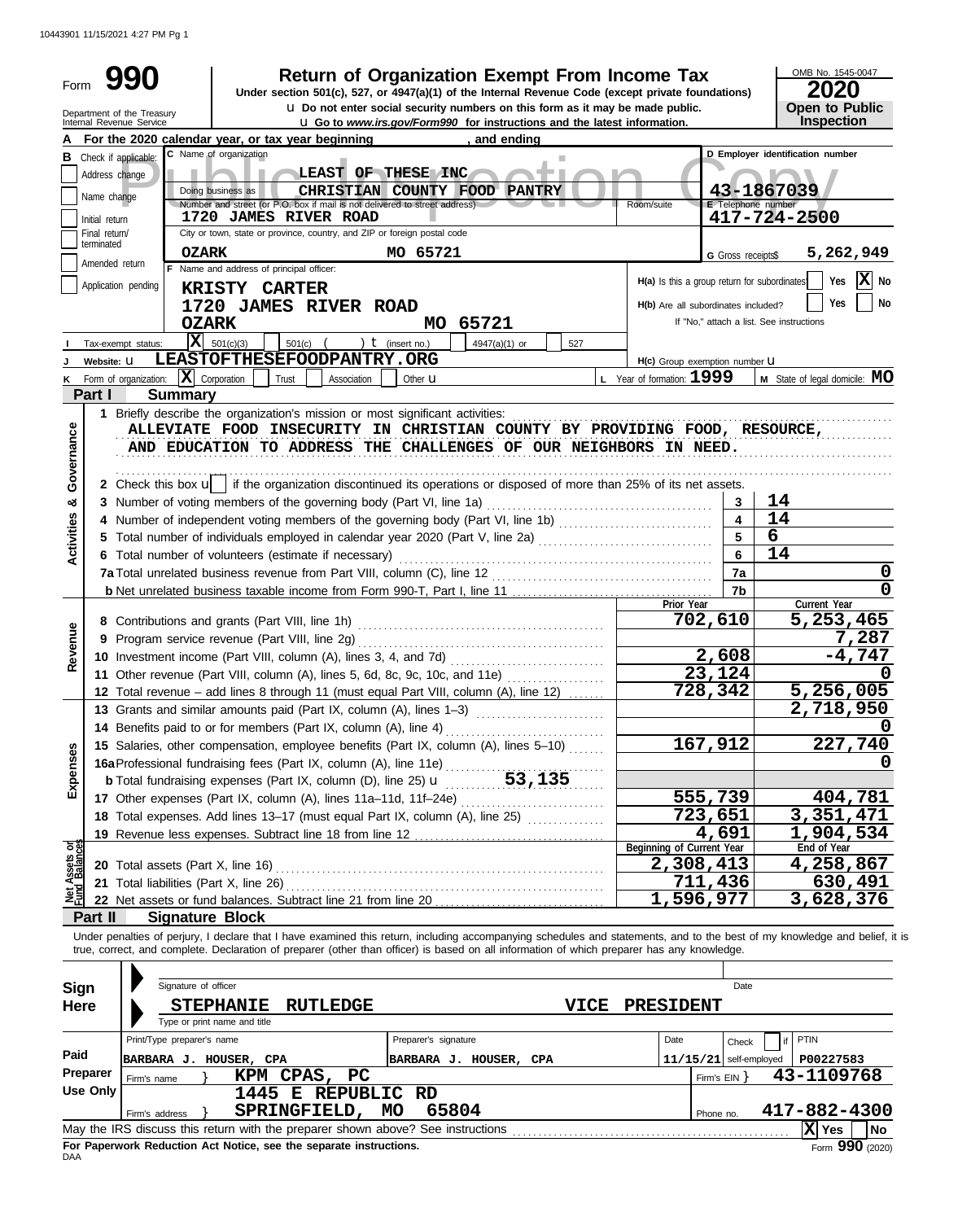10443901 11/15/2021 4:27 PM Pg 1

# Form 990 — Return of Organization Exempt From Income Tax

Under section 501(c), 527, or 4947(a)(1) of the Internal Revenue Code (except private foundations)

u Do not enter social security numbers on this form as it may be made public.

u Go to *www.irs.gov/Form990* for instructions and the latest information.

Department of the Treasury
Internal Revenue Service

OMB No. 1545-0047 | **2020** | **Open to Public Inspection**

Public Inspection Copy

**A** For the 2020 calendar year, or tax year beginning , and ending

**B** Check if applicable: Address change / Name change / Initial return / Final return/terminated / Amended return / Application pending

**C** Name of organization: LEAST OF THESE INC
Doing business as: CHRISTIAN COUNTY FOOD PANTRY
Number and street (or P.O. box if mail is not delivered to street address): 1720 JAMES RIVER ROAD | Room/suite
City or town, state or province, country, and ZIP or foreign postal code: OZARK MO 65721

**D** Employer identification number: 43-1867039

**E** Telephone number: 417-724-2500

**G** Gross receipts$ 5,262,949

**F** Name and address of principal officer:
KRISTY CARTER
1720 JAMES RIVER ROAD
OZARK MO 65721

**H(a)** Is this a group return for subordinates? Yes [ ] No [X]
**H(b)** Are all subordinates included? Yes [ ] No [ ]
If "No," attach a list. See instructions

**I** Tax-exempt status: [X] 501(c)(3) [ ] 501(c) ( ) t (insert no.) [ ] 4947(a)(1) or [ ] 527

**J** Website: u LEASTOFTHESEFOODPANTRY.ORG

**H(c)** Group exemption number u

**K** Form of organization: [X] Corporation [ ] Trust [ ] Association [ ] Other u

**L** Year of formation: 1999

**M** State of legal domicile: MO

## Part I Summary

**Activities & Governance**

1 Briefly describe the organization's mission or most significant activities:
ALLEVIATE FOOD INSECURITY IN CHRISTIAN COUNTY BY PROVIDING FOOD, RESOURCE, AND EDUCATION TO ADDRESS THE CHALLENGES OF OUR NEIGHBORS IN NEED.

2 Check this box u [ ] if the organization discontinued its operations or disposed of more than 25% of its net assets.

| Line | Description | No. | Value |
|---|---|---|---|
| 3 | Number of voting members of the governing body (Part VI, line 1a) | 3 | 14 |
| 4 | Number of independent voting members of the governing body (Part VI, line 1b) | 4 | 14 |
| 5 | Total number of individuals employed in calendar year 2020 (Part V, line 2a) | 5 | 6 |
| 6 | Total number of volunteers (estimate if necessary) | 6 | 14 |
| 7a | Total unrelated business revenue from Part VIII, column (C), line 12 | 7a | 0 |
| 7b | Net unrelated business taxable income from Form 990-T, Part I, line 11 | 7b | 0 |

| | Line | Description | Prior Year | Current Year |
|---|---|---|---|---|
| **Revenue** | 8 | Contributions and grants (Part VIII, line 1h) | 702,610 | 5,253,465 |
| | 9 | Program service revenue (Part VIII, line 2g) | | 7,287 |
| | 10 | Investment income (Part VIII, column (A), lines 3, 4, and 7d) | 2,608 | -4,747 |
| | 11 | Other revenue (Part VIII, column (A), lines 5, 6d, 8c, 9c, 10c, and 11e) | 23,124 | 0 |
| | 12 | Total revenue – add lines 8 through 11 (must equal Part VIII, column (A), line 12) | 728,342 | 5,256,005 |
| **Expenses** | 13 | Grants and similar amounts paid (Part IX, column (A), lines 1–3) | | 2,718,950 |
| | 14 | Benefits paid to or for members (Part IX, column (A), line 4) | | 0 |
| | 15 | Salaries, other compensation, employee benefits (Part IX, column (A), lines 5–10) | 167,912 | 227,740 |
| | 16a | Professional fundraising fees (Part IX, column (A), line 11e) | | 0 |
| | b | Total fundraising expenses (Part IX, column (D), line 25) u 53,135 | | |
| | 17 | Other expenses (Part IX, column (A), lines 11a–11d, 11f–24e) | 555,739 | 404,781 |
| | 18 | Total expenses. Add lines 13–17 (must equal Part IX, column (A), line 25) | 723,651 | 3,351,471 |
| | 19 | Revenue less expenses. Subtract line 18 from line 12 | 4,691 | 1,904,534 |
| | | | **Beginning of Current Year** | **End of Year** |
| **Net Assets or Fund Balances** | 20 | Total assets (Part X, line 16) | 2,308,413 | 4,258,867 |
| | 21 | Total liabilities (Part X, line 26) | 711,436 | 630,491 |
| | 22 | Net assets or fund balances. Subtract line 21 from line 20 | 1,596,977 | 3,628,376 |

## Part II Signature Block

Under penalties of perjury, I declare that I have examined this return, including accompanying schedules and statements, and to the best of my knowledge and belief, it is true, correct, and complete. Declaration of preparer (other than officer) is based on all information of which preparer has any knowledge.

**Sign Here**

Signature of officer | Date

STEPHANIE RUTLEDGE — VICE PRESIDENT
Type or print name and title

**Paid Preparer Use Only**

| Print/Type preparer's name | Preparer's signature | Date | Check if self-employed | PTIN |
|---|---|---|---|---|
| BARBARA J. HOUSER, CPA | BARBARA J. HOUSER, CPA | 11/15/21 | | P00227583 |

Firm's name } KPM CPAS, PC — Firm's EIN } 43-1109768

Firm's address } 1445 E REPUBLIC RD, SPRINGFIELD, MO 65804 — Phone no. 417-882-4300

May the IRS discuss this return with the preparer shown above? See instructions [X] Yes [ ] No

**For Paperwork Reduction Act Notice, see the separate instructions.**

DAA — Form **990** (2020)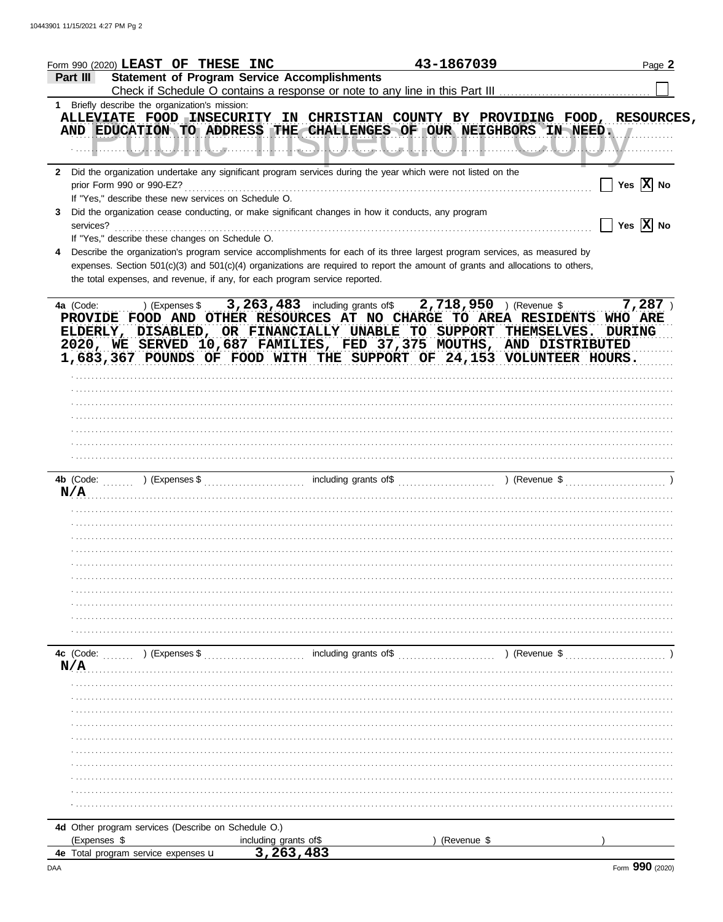Form 990 (2020) **LEAST OF THESE INC** 43-1867039 Page **2**

**Part III** **Statement of Program Service Accomplishments**

Check if Schedule O contains a response or note to any line in this Part III ☐

**1** Briefly describe the organization's mission:

ALLEVIATE FOOD INSECURITY IN CHRISTIAN COUNTY BY PROVIDING FOOD, RESOURCES, AND EDUCATION TO ADDRESS THE CHALLENGES OF OUR NEIGHBORS IN NEED.

**2** Did the organization undertake any significant program services during the year which were not listed on the prior Form 990 or 990-EZ? ☐ Yes ☒ No

If "Yes," describe these new services on Schedule O.

**3** Did the organization cease conducting, or make significant changes in how it conducts, any program services? ☐ Yes ☒ No

If "Yes," describe these changes on Schedule O.

**4** Describe the organization's program service accomplishments for each of its three largest program services, as measured by expenses. Section 501(c)(3) and 501(c)(4) organizations are required to report the amount of grants and allocations to others, the total expenses, and revenue, if any, for each program service reported.

**4a** (Code: ) (Expenses $ 3,263,483 including grants of$ 2,718,950 ) (Revenue $ 7,287 )

PROVIDE FOOD AND OTHER RESOURCES AT NO CHARGE TO AREA RESIDENTS WHO ARE ELDERLY, DISABLED, OR FINANCIALLY UNABLE TO SUPPORT THEMSELVES. DURING 2020, WE SERVED 10,687 FAMILIES, FED 37,375 MOUTHS, AND DISTRIBUTED 1,683,367 POUNDS OF FOOD WITH THE SUPPORT OF 24,153 VOLUNTEER HOURS.

**4b** (Code: ) (Expenses $ including grants of$ ) (Revenue $ )

N/A

**4c** (Code: ) (Expenses $ including grants of$ ) (Revenue $ )

N/A

**4d** Other program services (Describe on Schedule O.)

(Expenses $ including grants of$ ) (Revenue $ )

**4e** Total program service expenses 3,263,483

Form **990** (2020)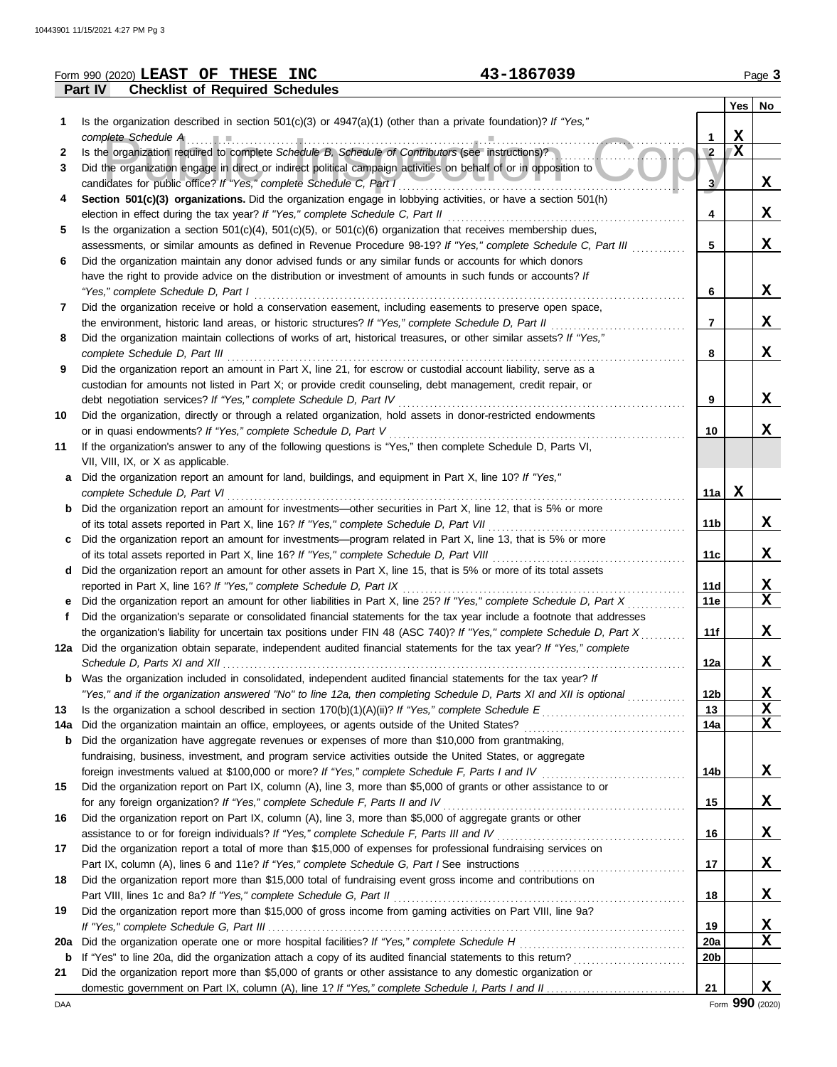Form 990 (2020) **LEAST OF THESE INC** **43-1867039** Page **3**

**Part IV Checklist of Required Schedules**

| | | | Yes | No |
|---|---|---|---|---|
| **1** | Is the organization described in section 501(c)(3) or 4947(a)(1) (other than a private foundation)? *If "Yes," complete Schedule A* | 1 | X | |
| **2** | Is the organization required to complete *Schedule B, Schedule of Contributors* (see instructions)? | 2 | X | |
| **3** | Did the organization engage in direct or indirect political campaign activities on behalf of or in opposition to candidates for public office? *If "Yes," complete Schedule C, Part I* | 3 | | X |
| **4** | **Section 501(c)(3) organizations.** Did the organization engage in lobbying activities, or have a section 501(h) election in effect during the tax year? *If "Yes," complete Schedule C, Part II* | 4 | | X |
| **5** | Is the organization a section 501(c)(4), 501(c)(5), or 501(c)(6) organization that receives membership dues, assessments, or similar amounts as defined in Revenue Procedure 98-19? *If "Yes," complete Schedule C, Part III* | 5 | | X |
| **6** | Did the organization maintain any donor advised funds or any similar funds or accounts for which donors have the right to provide advice on the distribution or investment of amounts in such funds or accounts? *If "Yes," complete Schedule D, Part I* | 6 | | X |
| **7** | Did the organization receive or hold a conservation easement, including easements to preserve open space, the environment, historic land areas, or historic structures? *If "Yes," complete Schedule D, Part II* | 7 | | X |
| **8** | Did the organization maintain collections of works of art, historical treasures, or other similar assets? *If "Yes," complete Schedule D, Part III* | 8 | | X |
| **9** | Did the organization report an amount in Part X, line 21, for escrow or custodial account liability, serve as a custodian for amounts not listed in Part X; or provide credit counseling, debt management, credit repair, or debt negotiation services? *If "Yes," complete Schedule D, Part IV* | 9 | | X |
| **10** | Did the organization, directly or through a related organization, hold assets in donor-restricted endowments or in quasi endowments? *If "Yes," complete Schedule D, Part V* | 10 | | X |
| **11** | If the organization's answer to any of the following questions is "Yes," then complete Schedule D, Parts VI, VII, VIII, IX, or X as applicable. | | | |
| **a** | Did the organization report an amount for land, buildings, and equipment in Part X, line 10? *If "Yes," complete Schedule D, Part VI* | 11a | X | |
| **b** | Did the organization report an amount for investments—other securities in Part X, line 12, that is 5% or more of its total assets reported in Part X, line 16? *If "Yes," complete Schedule D, Part VII* | 11b | | X |
| **c** | Did the organization report an amount for investments—program related in Part X, line 13, that is 5% or more of its total assets reported in Part X, line 16? *If "Yes," complete Schedule D, Part VIII* | 11c | | X |
| **d** | Did the organization report an amount for other assets in Part X, line 15, that is 5% or more of its total assets reported in Part X, line 16? *If "Yes," complete Schedule D, Part IX* | 11d | | X |
| **e** | Did the organization report an amount for other liabilities in Part X, line 25? *If "Yes," complete Schedule D, Part X* | 11e | | X |
| **f** | Did the organization's separate or consolidated financial statements for the tax year include a footnote that addresses the organization's liability for uncertain tax positions under FIN 48 (ASC 740)? *If "Yes," complete Schedule D, Part X* | 11f | | X |
| **12a** | Did the organization obtain separate, independent audited financial statements for the tax year? *If "Yes," complete Schedule D, Parts XI and XII* | 12a | | X |
| **b** | Was the organization included in consolidated, independent audited financial statements for the tax year? *If "Yes," and if the organization answered "No" to line 12a, then completing Schedule D, Parts XI and XII is optional* | 12b | | X |
| **13** | Is the organization a school described in section 170(b)(1)(A)(ii)? *If "Yes," complete Schedule E* | 13 | | X |
| **14a** | Did the organization maintain an office, employees, or agents outside of the United States? | 14a | | X |
| **b** | Did the organization have aggregate revenues or expenses of more than $10,000 from grantmaking, fundraising, business, investment, and program service activities outside the United States, or aggregate foreign investments valued at $100,000 or more? *If "Yes," complete Schedule F, Parts I and IV* | 14b | | X |
| **15** | Did the organization report on Part IX, column (A), line 3, more than $5,000 of grants or other assistance to or for any foreign organization? *If "Yes," complete Schedule F, Parts II and IV* | 15 | | X |
| **16** | Did the organization report on Part IX, column (A), line 3, more than $5,000 of aggregate grants or other assistance to or for foreign individuals? *If "Yes," complete Schedule F, Parts III and IV* | 16 | | X |
| **17** | Did the organization report a total of more than $15,000 of expenses for professional fundraising services on Part IX, column (A), lines 6 and 11e? *If "Yes," complete Schedule G, Part I* See instructions | 17 | | X |
| **18** | Did the organization report more than $15,000 total of fundraising event gross income and contributions on Part VIII, lines 1c and 8a? *If "Yes," complete Schedule G, Part II* | 18 | | X |
| **19** | Did the organization report more than $15,000 of gross income from gaming activities on Part VIII, line 9a? *If "Yes," complete Schedule G, Part III* | 19 | | X |
| **20a** | Did the organization operate one or more hospital facilities? *If "Yes," complete Schedule H* | 20a | | X |
| **b** | If "Yes" to line 20a, did the organization attach a copy of its audited financial statements to this return? | 20b | | |
| **21** | Did the organization report more than $5,000 of grants or other assistance to any domestic organization or domestic government on Part IX, column (A), line 1? *If "Yes," complete Schedule I, Parts I and II* | 21 | | X |

DAA Form **990** (2020)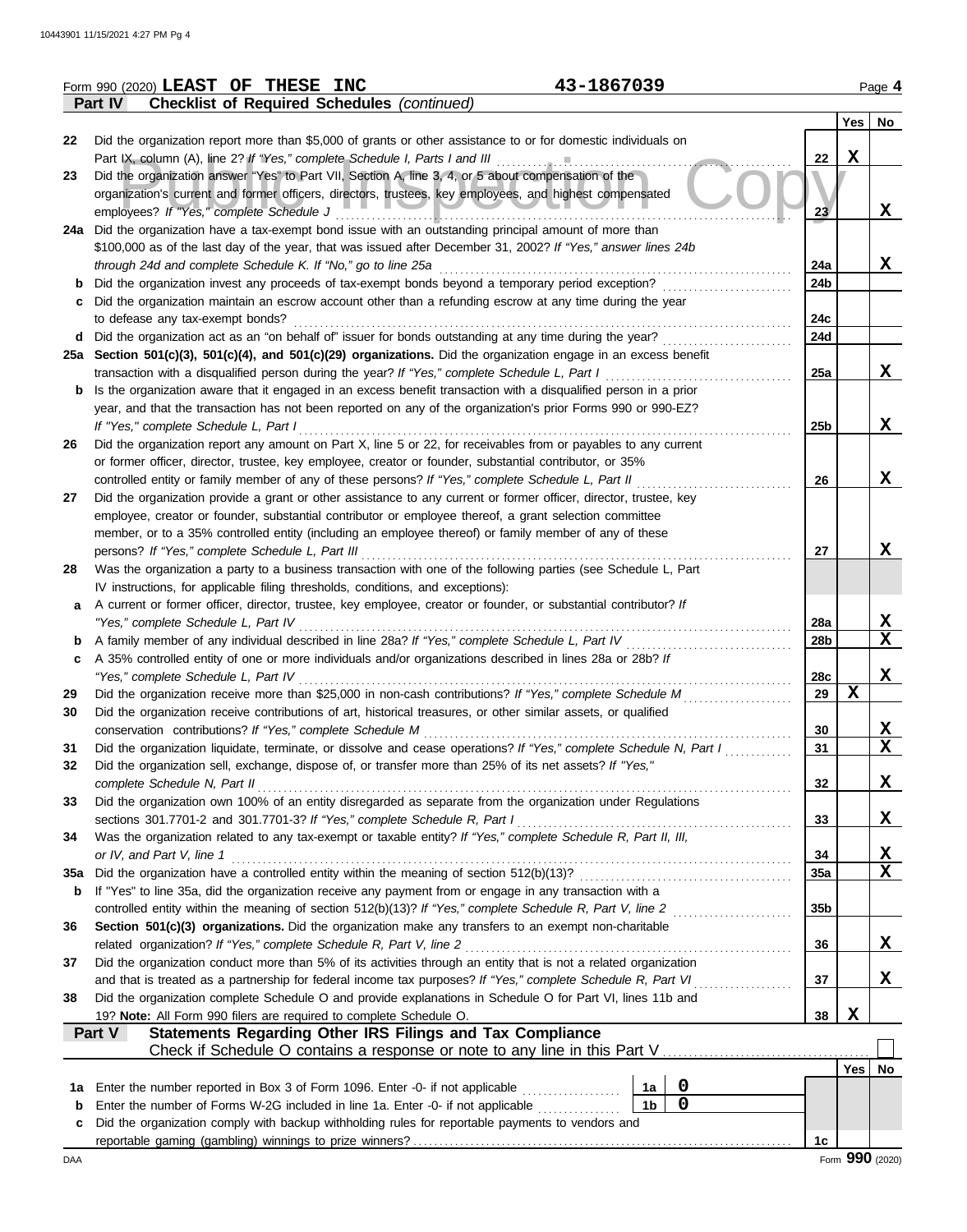Form 990 (2020) **LEAST OF THESE INC** **43-1867039** Page **4**

**Part IV** **Checklist of Required Schedules** *(continued)*

| | | | Yes | No |
|---|---|---|---|---|
| 22 | Did the organization report more than $5,000 of grants or other assistance to or for domestic individuals on Part IX, column (A), line 2? *If "Yes," complete Schedule I, Parts I and III* | 22 | X | |
| 23 | Did the organization answer "Yes" to Part VII, Section A, line 3, 4, or 5 about compensation of the organization's current and former officers, directors, trustees, key employees, and highest compensated employees? *If "Yes," complete Schedule J* | 23 | | X |
| 24a | Did the organization have a tax-exempt bond issue with an outstanding principal amount of more than $100,000 as of the last day of the year, that was issued after December 31, 2002? *If "Yes," answer lines 24b through 24d and complete Schedule K. If "No," go to line 25a* | 24a | | X |
| b | Did the organization invest any proceeds of tax-exempt bonds beyond a temporary period exception? | 24b | | |
| c | Did the organization maintain an escrow account other than a refunding escrow at any time during the year to defease any tax-exempt bonds? | 24c | | |
| d | Did the organization act as an "on behalf of" issuer for bonds outstanding at any time during the year? | 24d | | |
| 25a | **Section 501(c)(3), 501(c)(4), and 501(c)(29) organizations.** Did the organization engage in an excess benefit transaction with a disqualified person during the year? *If "Yes," complete Schedule L, Part I* | 25a | | X |
| b | Is the organization aware that it engaged in an excess benefit transaction with a disqualified person in a prior year, and that the transaction has not been reported on any of the organization's prior Forms 990 or 990-EZ? *If "Yes," complete Schedule L, Part I* | 25b | | X |
| 26 | Did the organization report any amount on Part X, line 5 or 22, for receivables from or payables to any current or former officer, director, trustee, key employee, creator or founder, substantial contributor, or 35% controlled entity or family member of any of these persons? *If "Yes," complete Schedule L, Part II* | 26 | | X |
| 27 | Did the organization provide a grant or other assistance to any current or former officer, director, trustee, key employee, creator or founder, substantial contributor or employee thereof, a grant selection committee member, or to a 35% controlled entity (including an employee thereof) or family member of any of these persons? *If "Yes," complete Schedule L, Part III* | 27 | | X |
| 28 | Was the organization a party to a business transaction with one of the following parties (see Schedule L, Part IV instructions, for applicable filing thresholds, conditions, and exceptions): | | | |
| a | A current or former officer, director, trustee, key employee, creator or founder, or substantial contributor? *If "Yes," complete Schedule L, Part IV* | 28a | | X |
| b | A family member of any individual described in line 28a? *If "Yes," complete Schedule L, Part IV* | 28b | | X |
| c | A 35% controlled entity of one or more individuals and/or organizations described in lines 28a or 28b? *If "Yes," complete Schedule L, Part IV* | 28c | | X |
| 29 | Did the organization receive more than $25,000 in non-cash contributions? *If "Yes," complete Schedule M* | 29 | X | |
| 30 | Did the organization receive contributions of art, historical treasures, or other similar assets, or qualified conservation contributions? *If "Yes," complete Schedule M* | 30 | | X |
| 31 | Did the organization liquidate, terminate, or dissolve and cease operations? *If "Yes," complete Schedule N, Part I* | 31 | | X |
| 32 | Did the organization sell, exchange, dispose of, or transfer more than 25% of its net assets? *If "Yes," complete Schedule N, Part II* | 32 | | X |
| 33 | Did the organization own 100% of an entity disregarded as separate from the organization under Regulations sections 301.7701-2 and 301.7701-3? *If "Yes," complete Schedule R, Part I* | 33 | | X |
| 34 | Was the organization related to any tax-exempt or taxable entity? *If "Yes," complete Schedule R, Part II, III, or IV, and Part V, line 1* | 34 | | X |
| 35a | Did the organization have a controlled entity within the meaning of section 512(b)(13)? | 35a | | X |
| b | If "Yes" to line 35a, did the organization receive any payment from or engage in any transaction with a controlled entity within the meaning of section 512(b)(13)? *If "Yes," complete Schedule R, Part V, line 2* | 35b | | |
| 36 | **Section 501(c)(3) organizations.** Did the organization make any transfers to an exempt non-charitable related organization? *If "Yes," complete Schedule R, Part V, line 2* | 36 | | X |
| 37 | Did the organization conduct more than 5% of its activities through an entity that is not a related organization and that is treated as a partnership for federal income tax purposes? *If "Yes," complete Schedule R, Part VI* | 37 | | X |
| 38 | Did the organization complete Schedule O and provide explanations in Schedule O for Part VI, lines 11b and 19? **Note:** All Form 990 filers are required to complete Schedule O. | 38 | X | |

**Part V** **Statements Regarding Other IRS Filings and Tax Compliance**

Check if Schedule O contains a response or note to any line in this Part V ☐

| | | | | | Yes | No |
|---|---|---|---|---|---|---|
| 1a | Enter the number reported in Box 3 of Form 1096. Enter -0- if not applicable | 1a | 0 | | | |
| b | Enter the number of Forms W-2G included in line 1a. Enter -0- if not applicable | 1b | 0 | | | |
| c | Did the organization comply with backup withholding rules for reportable payments to vendors and reportable gaming (gambling) winnings to prize winners? | | | 1c | | |

DAA Form **990** (2020)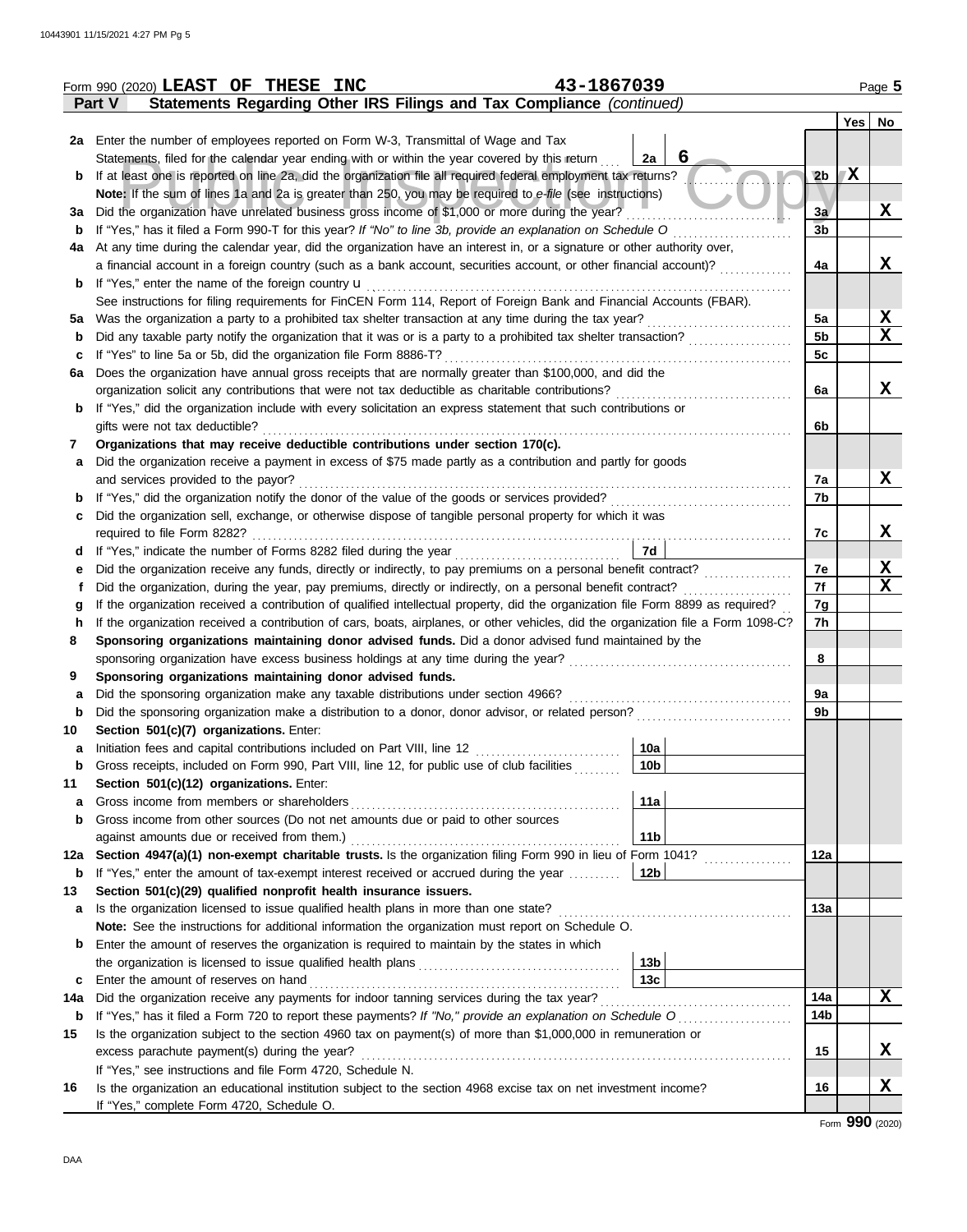Form 990 (2020) **LEAST OF THESE INC** 43-1867039 Page 5

**Part V Statements Regarding Other IRS Filings and Tax Compliance** *(continued)*

| | | | | | Yes | No |
|---|---|---|---|---|---|---|
| **2a** | Enter the number of employees reported on Form W-3, Transmittal of Wage and Tax Statements, filed for the calendar year ending with or within the year covered by this return | 2a | 6 | | | |
| **b** | If at least one is reported on line 2a, did the organization file all required federal employment tax returns? | | | 2b | X | |
| | **Note:** If the sum of lines 1a and 2a is greater than 250, you may be required to *e-file* (see instructions) | | | | | |
| **3a** | Did the organization have unrelated business gross income of $1,000 or more during the year? | | | 3a | | X |
| **b** | If "Yes," has it filed a Form 990-T for this year? *If "No" to line 3b, provide an explanation on Schedule O* | | | 3b | | |
| **4a** | At any time during the calendar year, did the organization have an interest in, or a signature or other authority over, a financial account in a foreign country (such as a bank account, securities account, or other financial account)? | | | 4a | | X |
| **b** | If "Yes," enter the name of the foreign country u | | | | | |
| | See instructions for filing requirements for FinCEN Form 114, Report of Foreign Bank and Financial Accounts (FBAR). | | | | | |
| **5a** | Was the organization a party to a prohibited tax shelter transaction at any time during the tax year? | | | 5a | | X |
| **b** | Did any taxable party notify the organization that it was or is a party to a prohibited tax shelter transaction? | | | 5b | | X |
| **c** | If "Yes" to line 5a or 5b, did the organization file Form 8886-T? | | | 5c | | |
| **6a** | Does the organization have annual gross receipts that are normally greater than $100,000, and did the organization solicit any contributions that were not tax deductible as charitable contributions? | | | 6a | | X |
| **b** | If "Yes," did the organization include with every solicitation an express statement that such contributions or gifts were not tax deductible? | | | 6b | | |
| **7** | **Organizations that may receive deductible contributions under section 170(c).** | | | | | |
| **a** | Did the organization receive a payment in excess of $75 made partly as a contribution and partly for goods and services provided to the payor? | | | 7a | | X |
| **b** | If "Yes," did the organization notify the donor of the value of the goods or services provided? | | | 7b | | |
| **c** | Did the organization sell, exchange, or otherwise dispose of tangible personal property for which it was required to file Form 8282? | | | 7c | | X |
| **d** | If "Yes," indicate the number of Forms 8282 filed during the year | 7d | | | | |
| **e** | Did the organization receive any funds, directly or indirectly, to pay premiums on a personal benefit contract? | | | 7e | | X |
| **f** | Did the organization, during the year, pay premiums, directly or indirectly, on a personal benefit contract? | | | 7f | | X |
| **g** | If the organization received a contribution of qualified intellectual property, did the organization file Form 8899 as required? | | | 7g | | |
| **h** | If the organization received a contribution of cars, boats, airplanes, or other vehicles, did the organization file a Form 1098-C? | | | 7h | | |
| **8** | **Sponsoring organizations maintaining donor advised funds.** Did a donor advised fund maintained by the sponsoring organization have excess business holdings at any time during the year? | | | 8 | | |
| **9** | **Sponsoring organizations maintaining donor advised funds.** | | | | | |
| **a** | Did the sponsoring organization make any taxable distributions under section 4966? | | | 9a | | |
| **b** | Did the sponsoring organization make a distribution to a donor, donor advisor, or related person? | | | 9b | | |
| **10** | **Section 501(c)(7) organizations.** Enter: | | | | | |
| **a** | Initiation fees and capital contributions included on Part VIII, line 12 | 10a | | | | |
| **b** | Gross receipts, included on Form 990, Part VIII, line 12, for public use of club facilities | 10b | | | | |
| **11** | **Section 501(c)(12) organizations.** Enter: | | | | | |
| **a** | Gross income from members or shareholders | 11a | | | | |
| **b** | Gross income from other sources (Do not net amounts due or paid to other sources against amounts due or received from them.) | 11b | | | | |
| **12a** | **Section 4947(a)(1) non-exempt charitable trusts.** Is the organization filing Form 990 in lieu of Form 1041? | | | 12a | | |
| **b** | If "Yes," enter the amount of tax-exempt interest received or accrued during the year | 12b | | | | |
| **13** | **Section 501(c)(29) qualified nonprofit health insurance issuers.** | | | | | |
| **a** | Is the organization licensed to issue qualified health plans in more than one state? | | | 13a | | |
| | **Note:** See the instructions for additional information the organization must report on Schedule O. | | | | | |
| **b** | Enter the amount of reserves the organization is required to maintain by the states in which the organization is licensed to issue qualified health plans | 13b | | | | |
| **c** | Enter the amount of reserves on hand | 13c | | | | |
| **14a** | Did the organization receive any payments for indoor tanning services during the tax year? | | | 14a | | X |
| **b** | If "Yes," has it filed a Form 720 to report these payments? *If "No," provide an explanation on Schedule O* | | | 14b | | |
| **15** | Is the organization subject to the section 4960 tax on payment(s) of more than $1,000,000 in remuneration or excess parachute payment(s) during the year? | | | 15 | | X |
| | If "Yes," see instructions and file Form 4720, Schedule N. | | | | | |
| **16** | Is the organization an educational institution subject to the section 4968 excise tax on net investment income? | | | 16 | | X |
| | If "Yes," complete Form 4720, Schedule O. | | | | | |

Form **990** (2020)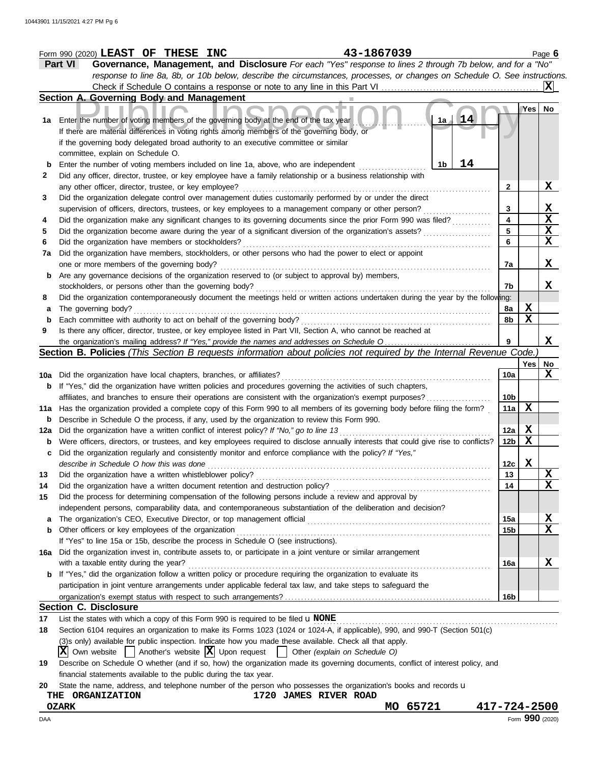Form 990 (2020) **LEAST OF THESE INC** 43-1867039 Page **6**

**Part VI Governance, Management, and Disclosure** *For each "Yes" response to lines 2 through 7b below, and for a "No" response to line 8a, 8b, or 10b below, describe the circumstances, processes, or changes on Schedule O. See instructions.*

Check if Schedule O contains a response or note to any line in this Part VI ... [X]

### Section A. Governing Body and Management

| | | | Yes | No |
|---|---|---|---|---|
| 1a | Enter the number of voting members of the governing body at the end of the tax year ... 1a **14**<br>If there are material differences in voting rights among members of the governing body, or if the governing body delegated broad authority to an executive committee or similar committee, explain on Schedule O. | | | |
| b | Enter the number of voting members included on line 1a, above, who are independent ... 1b **14** | | | |
| 2 | Did any officer, director, trustee, or key employee have a family relationship or a business relationship with any other officer, director, trustee, or key employee? | 2 | | X |
| 3 | Did the organization delegate control over management duties customarily performed by or under the direct supervision of officers, directors, trustees, or key employees to a management company or other person? | 3 | | X |
| 4 | Did the organization make any significant changes to its governing documents since the prior Form 990 was filed? | 4 | | X |
| 5 | Did the organization become aware during the year of a significant diversion of the organization's assets? | 5 | | X |
| 6 | Did the organization have members or stockholders? | 6 | | X |
| 7a | Did the organization have members, stockholders, or other persons who had the power to elect or appoint one or more members of the governing body? | 7a | | X |
| b | Are any governance decisions of the organization reserved to (or subject to approval by) members, stockholders, or persons other than the governing body? | 7b | | X |
| 8 | Did the organization contemporaneously document the meetings held or written actions undertaken during the year by the following: | | | |
| a | The governing body? | 8a | X | |
| b | Each committee with authority to act on behalf of the governing body? | 8b | X | |
| 9 | Is there any officer, director, trustee, or key employee listed in Part VII, Section A, who cannot be reached at the organization's mailing address? *If "Yes," provide the names and addresses on Schedule O* | 9 | | X |

### Section B. Policies *(This Section B requests information about policies not required by the Internal Revenue Code.)*

| | | | Yes | No |
|---|---|---|---|---|
| 10a | Did the organization have local chapters, branches, or affiliates? | 10a | | X |
| b | If "Yes," did the organization have written policies and procedures governing the activities of such chapters, affiliates, and branches to ensure their operations are consistent with the organization's exempt purposes? | 10b | | |
| 11a | Has the organization provided a complete copy of this Form 990 to all members of its governing body before filing the form? | 11a | X | |
| b | Describe in Schedule O the process, if any, used by the organization to review this Form 990. | | | |
| 12a | Did the organization have a written conflict of interest policy? *If "No," go to line 13* | 12a | X | |
| b | Were officers, directors, or trustees, and key employees required to disclose annually interests that could give rise to conflicts? | 12b | X | |
| c | Did the organization regularly and consistently monitor and enforce compliance with the policy? *If "Yes," describe in Schedule O how this was done* | 12c | X | |
| 13 | Did the organization have a written whistleblower policy? | 13 | | X |
| 14 | Did the organization have a written document retention and destruction policy? | 14 | | X |
| 15 | Did the process for determining compensation of the following persons include a review and approval by independent persons, comparability data, and contemporaneous substantiation of the deliberation and decision? | | | |
| a | The organization's CEO, Executive Director, or top management official | 15a | | X |
| b | Other officers or key employees of the organization<br>If "Yes" to line 15a or 15b, describe the process in Schedule O (see instructions). | 15b | | X |
| 16a | Did the organization invest in, contribute assets to, or participate in a joint venture or similar arrangement with a taxable entity during the year? | 16a | | X |
| b | If "Yes," did the organization follow a written policy or procedure requiring the organization to evaluate its participation in joint venture arrangements under applicable federal tax law, and take steps to safeguard the organization's exempt status with respect to such arrangements? | 16b | | |

### Section C. Disclosure

17 List the states with which a copy of this Form 990 is required to be filed **NONE**

18 Section 6104 requires an organization to make its Forms 1023 (1024 or 1024-A, if applicable), 990, and 990-T (Section 501(c)(3)s only) available for public inspection. Indicate how you made these available. Check all that apply.

[X] Own website [ ] Another's website [X] Upon request [ ] Other *(explain on Schedule O)*

19 Describe on Schedule O whether (and if so, how) the organization made its governing documents, conflict of interest policy, and financial statements available to the public during the tax year.

20 State the name, address, and telephone number of the person who possesses the organization's books and records

**THE ORGANIZATION** **1720 JAMES RIVER ROAD**
**OZARK** **MO 65721** **417-724-2500**

DAA Form **990** (2020)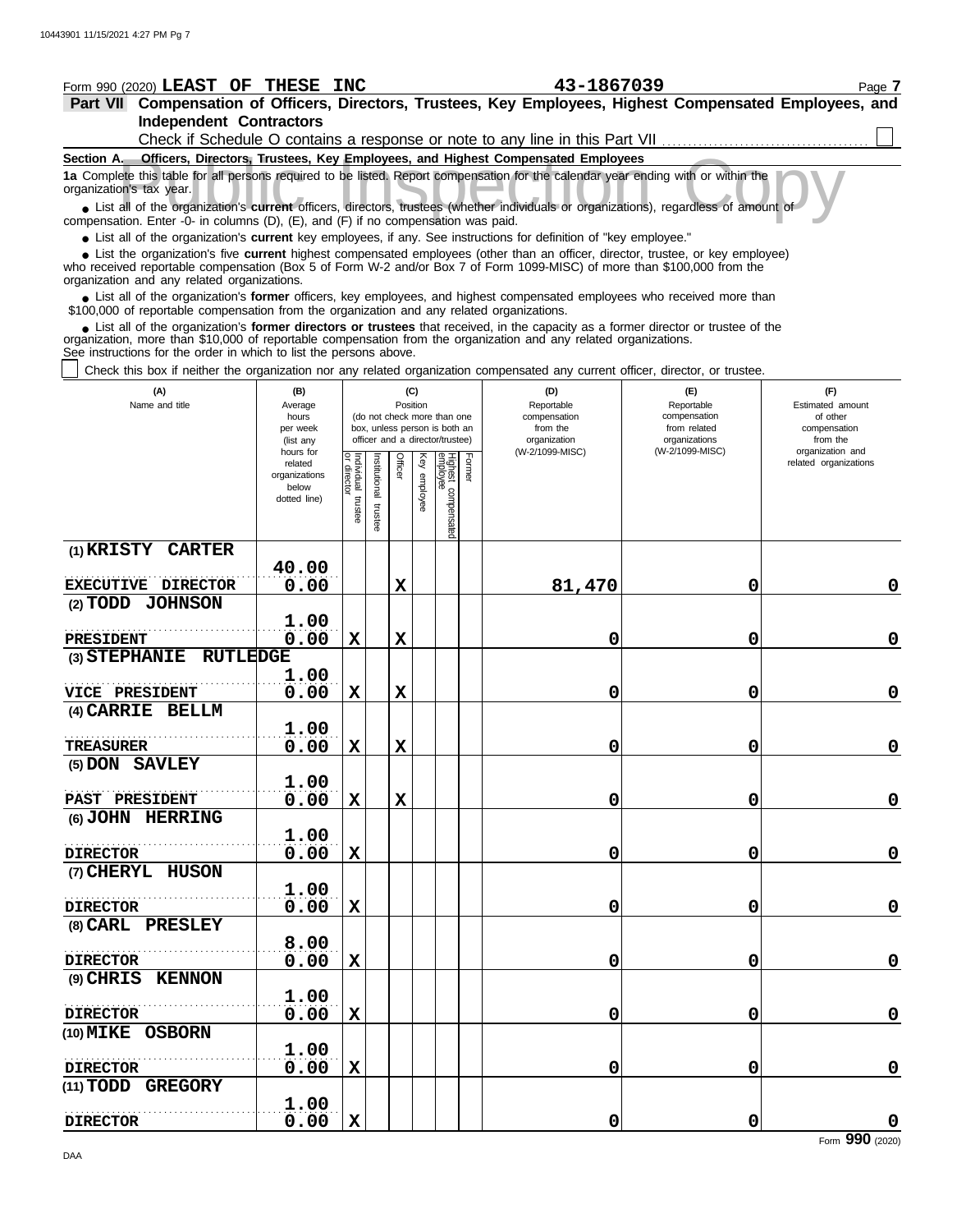Form 990 (2020) **LEAST OF THESE INC** **43-1867039** Page **7**

## Part VII Compensation of Officers, Directors, Trustees, Key Employees, Highest Compensated Employees, and Independent Contractors

Check if Schedule O contains a response or note to any line in this Part VII ☐

### Section A. Officers, Directors, Trustees, Key Employees, and Highest Compensated Employees

**1a** Complete this table for all persons required to be listed. Report compensation for the calendar year ending with or within the organization's tax year.

- List all of the organization's **current** officers, directors, trustees (whether individuals or organizations), regardless of amount of compensation. Enter -0- in columns (D), (E), and (F) if no compensation was paid.
- List all of the organization's **current** key employees, if any. See instructions for definition of "key employee."
- List the organization's five **current** highest compensated employees (other than an officer, director, trustee, or key employee) who received reportable compensation (Box 5 of Form W-2 and/or Box 7 of Form 1099-MISC) of more than $100,000 from the organization and any related organizations.
- List all of the organization's **former** officers, key employees, and highest compensated employees who received more than $100,000 of reportable compensation from the organization and any related organizations.
- List all of the organization's **former directors or trustees** that received, in the capacity as a former director or trustee of the organization, more than $10,000 of reportable compensation from the organization and any related organizations.

See instructions for the order in which to list the persons above.

☐ Check this box if neither the organization nor any related organization compensated any current officer, director, or trustee.

| (A) Name and title | (B) Average hours per week (list any hours for related organizations below dotted line) | (C) Position: Individual trustee or director | Institutional trustee | Officer | Key employee | Highest compensated employee | Former | (D) Reportable compensation from the organization (W-2/1099-MISC) | (E) Reportable compensation from related organizations (W-2/1099-MISC) | (F) Estimated amount of other compensation from the organization and related organizations |
|---|---|---|---|---|---|---|---|---|---|---|
| (1) KRISTY CARTER<br>EXECUTIVE DIRECTOR | 40.00<br>0.00 | | | X | | | | 81,470 | 0 | 0 |
| (2) TODD JOHNSON<br>PRESIDENT | 1.00<br>0.00 | X | | X | | | | 0 | 0 | 0 |
| (3) STEPHANIE RUTLEDGE<br>VICE PRESIDENT | 1.00<br>0.00 | X | | X | | | | 0 | 0 | 0 |
| (4) CARRIE BELLM<br>TREASURER | 1.00<br>0.00 | X | | X | | | | 0 | 0 | 0 |
| (5) DON SAVLEY<br>PAST PRESIDENT | 1.00<br>0.00 | X | | X | | | | 0 | 0 | 0 |
| (6) JOHN HERRING<br>DIRECTOR | 1.00<br>0.00 | X | | | | | | 0 | 0 | 0 |
| (7) CHERYL HUSON<br>DIRECTOR | 1.00<br>0.00 | X | | | | | | 0 | 0 | 0 |
| (8) CARL PRESLEY<br>DIRECTOR | 8.00<br>0.00 | X | | | | | | 0 | 0 | 0 |
| (9) CHRIS KENNON<br>DIRECTOR | 1.00<br>0.00 | X | | | | | | 0 | 0 | 0 |
| (10) MIKE OSBORN<br>DIRECTOR | 1.00<br>0.00 | X | | | | | | 0 | 0 | 0 |
| (11) TODD GREGORY<br>DIRECTOR | 1.00<br>0.00 | X | | | | | | 0 | 0 | 0 |

Form **990** (2020)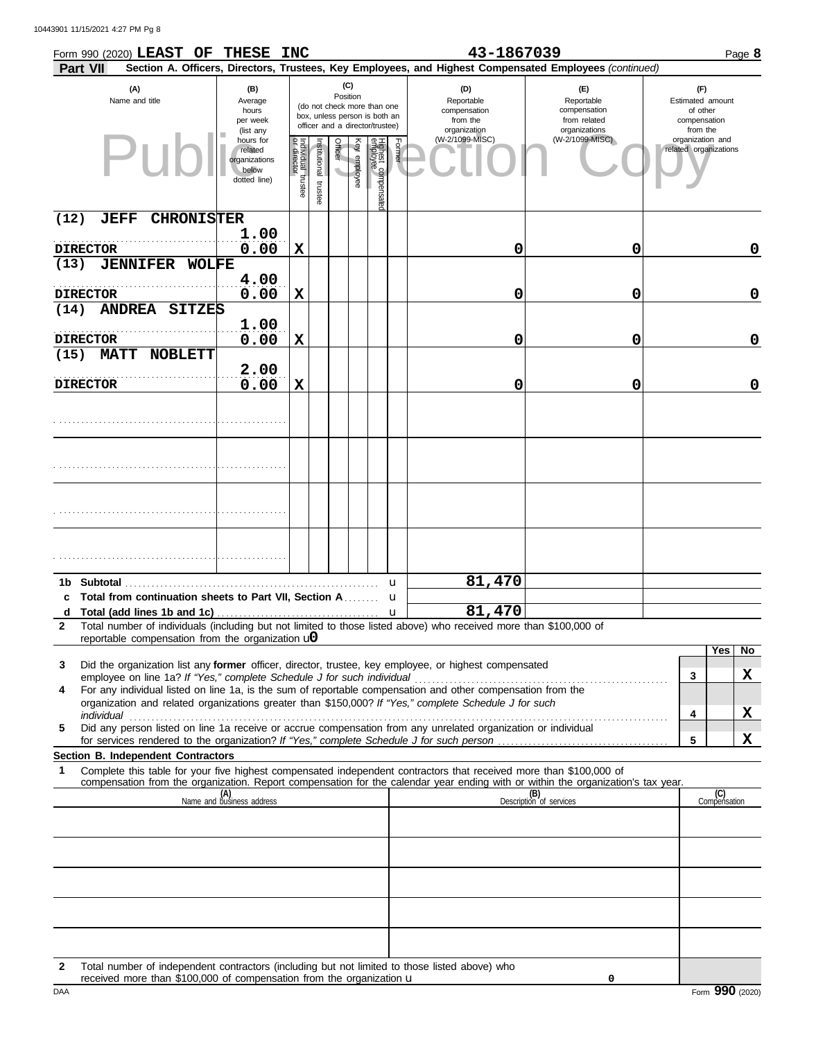Form 990 (2020) **LEAST OF THESE INC** **43-1867039** Page **8**

**Part VII** **Section A. Officers, Directors, Trustees, Key Employees, and Highest Compensated Employees** *(continued)*

| (A) Name and title | (B) Average hours per week (list any hours for related organizations below dotted line) | (C) Position: Individual trustee or director | Institutional trustee | Officer | Key employee | Highest compensated employee | Former | (D) Reportable compensation from the organization (W-2/1099-MISC) | (E) Reportable compensation from related organizations (W-2/1099-MISC) | (F) Estimated amount of other compensation from the organization and related organizations |
|---|---|---|---|---|---|---|---|---|---|---|
| (12) JEFF CHRONISTER<br>DIRECTOR | 1.00<br>0.00 | X | | | | | | 0 | 0 | 0 |
| (13) JENNIFER WOLFE<br>DIRECTOR | 4.00<br>0.00 | X | | | | | | 0 | 0 | 0 |
| (14) ANDREA SITZES<br>DIRECTOR | 1.00<br>0.00 | X | | | | | | 0 | 0 | 0 |
| (15) MATT NOBLETT<br>DIRECTOR | 2.00<br>0.00 | X | | | | | | 0 | 0 | 0 |
| | | | | | | | | | | |
| | | | | | | | | | | |
| | | | | | | | | | | |
| | | | | | | | | | | |

| | | (D) | (E) | (F) |
|---|---|---|---|---|
| 1b | Subtotal | 81,470 | | |
| c | Total from continuation sheets to Part VII, Section A | | | |
| d | Total (add lines 1b and 1c) | 81,470 | | |

**2** Total number of individuals (including but not limited to those listed above) who received more than $100,000 of reportable compensation from the organization **0**

| | | | Yes | No |
|---|---|---|---|---|
| 3 | Did the organization list any **former** officer, director, trustee, key employee, or highest compensated employee on line 1a? *If "Yes," complete Schedule J for such individual* | 3 | | X |
| 4 | For any individual listed on line 1a, is the sum of reportable compensation and other compensation from the organization and related organizations greater than $150,000? *If "Yes," complete Schedule J for such individual* | 4 | | X |
| 5 | Did any person listed on line 1a receive or accrue compensation from any unrelated organization or individual for services rendered to the organization? *If "Yes," complete Schedule J for such person* | 5 | | X |

**Section B. Independent Contractors**

**1** Complete this table for your five highest compensated independent contractors that received more than $100,000 of compensation from the organization. Report compensation for the calendar year ending with or within the organization's tax year.

| (A) Name and business address | (B) Description of services | (C) Compensation |
|---|---|---|
| | | |
| | | |
| | | |
| | | |
| | | |

**2** Total number of independent contractors (including but not limited to those listed above) who received more than $100,000 of compensation from the organization **0**

Form **990** (2020)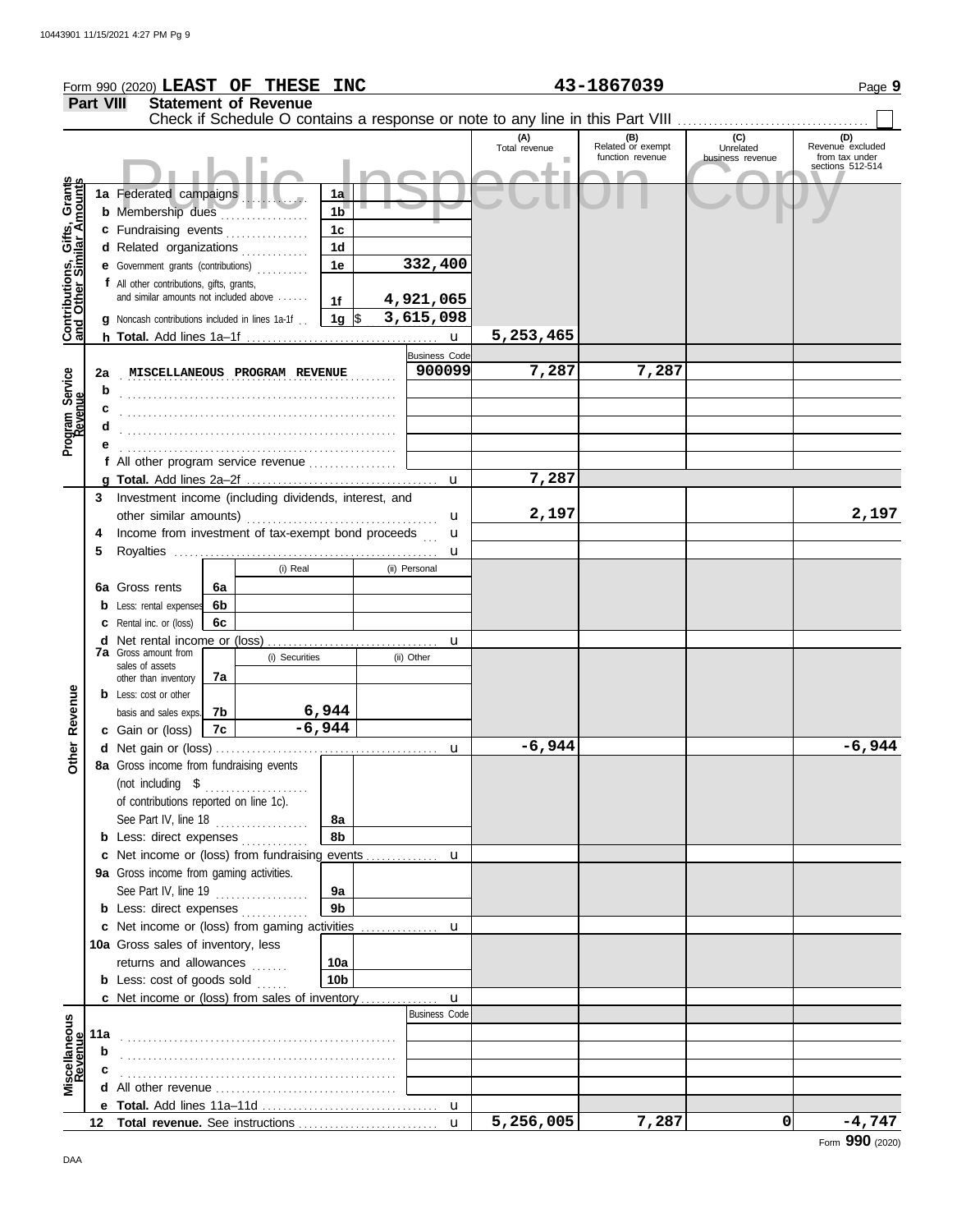Form 990 (2020) **LEAST OF THESE INC** **43-1867039** Page **9**

**Part VIII Statement of Revenue**

Check if Schedule O contains a response or note to any line in this Part VIII

Public Inspection Copy

| | | | | (A) Total revenue | (B) Related or exempt function revenue | (C) Unrelated business revenue | (D) Revenue excluded from tax under sections 512-514 |
|---|---|---|---|---|---|---|---|
| **Contributions, Gifts, Grants and Other Similar Amounts** | 1a Federated campaigns | 1a | | | | | |
| | b Membership dues | 1b | | | | | |
| | c Fundraising events | 1c | | | | | |
| | d Related organizations | 1d | | | | | |
| | e Government grants (contributions) | 1e | 332,400 | | | | |
| | f All other contributions, gifts, grants, and similar amounts not included above | 1f | 4,921,065 | | | | |
| | g Noncash contributions included in lines 1a-1f | 1g | $ 3,615,098 | | | | |
| | h **Total.** Add lines 1a–1f | | u | 5,253,465 | | | |
| **Program Service Revenue** | | | Business Code | | | | |
| | 2a MISCELLANEOUS PROGRAM REVENUE | | 900099 | 7,287 | 7,287 | | |
| | b | | | | | | |
| | c | | | | | | |
| | d | | | | | | |
| | e | | | | | | |
| | f All other program service revenue | | | | | | |
| | g **Total.** Add lines 2a–2f | | u | 7,287 | | | |
| **Other Revenue** | 3 Investment income (including dividends, interest, and other similar amounts) | | u | 2,197 | | | 2,197 |
| | 4 Income from investment of tax-exempt bond proceeds | | u | | | | |
| | 5 Royalties | | u | | | | |
| | | (i) Real | (ii) Personal | | | | |
| | 6a Gross rents | 6a | | | | | |
| | b Less: rental expenses | 6b | | | | | |
| | c Rental inc. or (loss) | 6c | | | | | |
| | d Net rental income or (loss) | | u | | | | |
| | | (i) Securities | (ii) Other | | | | |
| | 7a Gross amount from sales of assets other than inventory | 7a | | | | | |
| | b Less: cost or other basis and sales exps. | 7b | 6,944 | | | | |
| | c Gain or (loss) | 7c | -6,944 | | | | |
| | d Net gain or (loss) | | u | -6,944 | | | -6,944 |
| | 8a Gross income from fundraising events (not including $ of contributions reported on line 1c). See Part IV, line 18 | 8a | | | | | |
| | b Less: direct expenses | 8b | | | | | |
| | c Net income or (loss) from fundraising events | | u | | | | |
| | 9a Gross income from gaming activities. See Part IV, line 19 | 9a | | | | | |
| | b Less: direct expenses | 9b | | | | | |
| | c Net income or (loss) from gaming activities | | u | | | | |
| | 10a Gross sales of inventory, less returns and allowances | 10a | | | | | |
| | b Less: cost of goods sold | 10b | | | | | |
| | c Net income or (loss) from sales of inventory | | u | | | | |
| **Miscellaneous Revenue** | | | Business Code | | | | |
| | 11a | | | | | | |
| | b | | | | | | |
| | c | | | | | | |
| | d All other revenue | | | | | | |
| | e **Total.** Add lines 11a–11d | | u | | | | |
| | 12 **Total revenue.** See instructions | | u | 5,256,005 | 7,287 | 0 | -4,747 |

Form **990** (2020)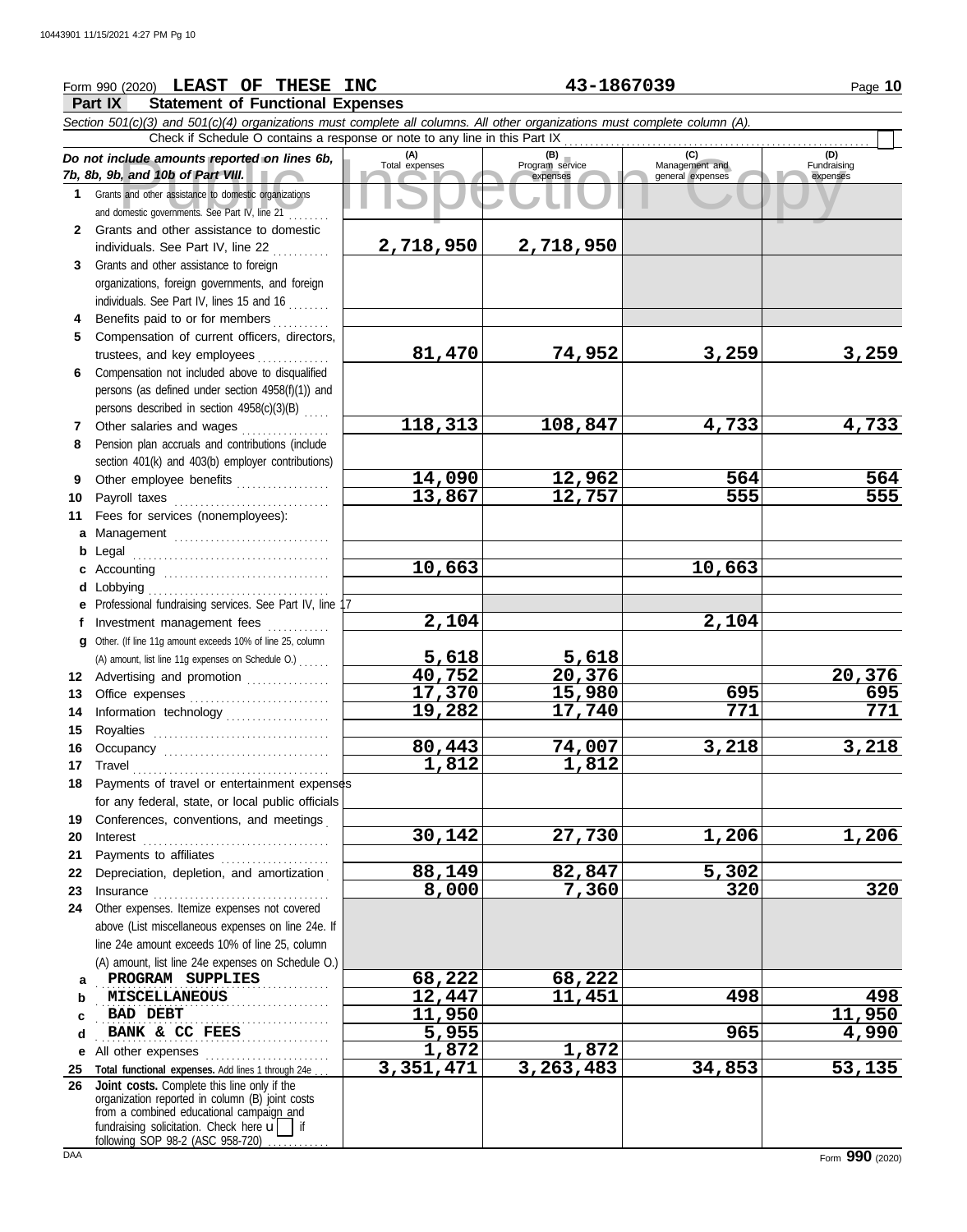Form 990 (2020) **LEAST OF THESE INC** **43-1867039** Page **10**

## Part IX Statement of Functional Expenses

*Section 501(c)(3) and 501(c)(4) organizations must complete all columns. All other organizations must complete column (A).*

Check if Schedule O contains a response or note to any line in this Part IX

| *Do not include amounts reported on lines 6b, 7b, 8b, 9b, and 10b of Part VIII.* | (A) Total expenses | (B) Program service expenses | (C) Management and general expenses | (D) Fundraising expenses |
|---|---|---|---|---|
| **1** Grants and other assistance to domestic organizations and domestic governments. See Part IV, line 21 | | | | |
| **2** Grants and other assistance to domestic individuals. See Part IV, line 22 | 2,718,950 | 2,718,950 | | |
| **3** Grants and other assistance to foreign organizations, foreign governments, and foreign individuals. See Part IV, lines 15 and 16 | | | | |
| **4** Benefits paid to or for members | | | | |
| **5** Compensation of current officers, directors, trustees, and key employees | 81,470 | 74,952 | 3,259 | 3,259 |
| **6** Compensation not included above to disqualified persons (as defined under section 4958(f)(1)) and persons described in section 4958(c)(3)(B) | | | | |
| **7** Other salaries and wages | 118,313 | 108,847 | 4,733 | 4,733 |
| **8** Pension plan accruals and contributions (include section 401(k) and 403(b) employer contributions) | | | | |
| **9** Other employee benefits | 14,090 | 12,962 | 564 | 564 |
| **10** Payroll taxes | 13,867 | 12,757 | 555 | 555 |
| **11** Fees for services (nonemployees): | | | | |
| **a** Management | | | | |
| **b** Legal | | | | |
| **c** Accounting | 10,663 | | 10,663 | |
| **d** Lobbying | | | | |
| **e** Professional fundraising services. See Part IV, line 17 | | | | |
| **f** Investment management fees | 2,104 | | 2,104 | |
| **g** Other. (If line 11g amount exceeds 10% of line 25, column (A) amount, list line 11g expenses on Schedule O.) | 5,618 | 5,618 | | |
| **12** Advertising and promotion | 40,752 | 20,376 | | 20,376 |
| **13** Office expenses | 17,370 | 15,980 | 695 | 695 |
| **14** Information technology | 19,282 | 17,740 | 771 | 771 |
| **15** Royalties | | | | |
| **16** Occupancy | 80,443 | 74,007 | 3,218 | 3,218 |
| **17** Travel | 1,812 | 1,812 | | |
| **18** Payments of travel or entertainment expenses for any federal, state, or local public officials | | | | |
| **19** Conferences, conventions, and meetings | | | | |
| **20** Interest | 30,142 | 27,730 | 1,206 | 1,206 |
| **21** Payments to affiliates | | | | |
| **22** Depreciation, depletion, and amortization | 88,149 | 82,847 | 5,302 | |
| **23** Insurance | 8,000 | 7,360 | 320 | 320 |
| **24** Other expenses. Itemize expenses not covered above (List miscellaneous expenses on line 24e. If line 24e amount exceeds 10% of line 25, column (A) amount, list line 24e expenses on Schedule O.) | | | | |
| **a** PROGRAM SUPPLIES | 68,222 | 68,222 | | |
| **b** MISCELLANEOUS | 12,447 | 11,451 | 498 | 498 |
| **c** BAD DEBT | 11,950 | | | 11,950 |
| **d** BANK & CC FEES | 5,955 | | 965 | 4,990 |
| **e** All other expenses | 1,872 | 1,872 | | |
| **25** **Total functional expenses.** Add lines 1 through 24e | 3,351,471 | 3,263,483 | 34,853 | 53,135 |
| **26** **Joint costs.** Complete this line only if the organization reported in column (B) joint costs from a combined educational campaign and fundraising solicitation. Check here ☐ if following SOP 98-2 (ASC 958-720) | | | | |

Form **990** (2020)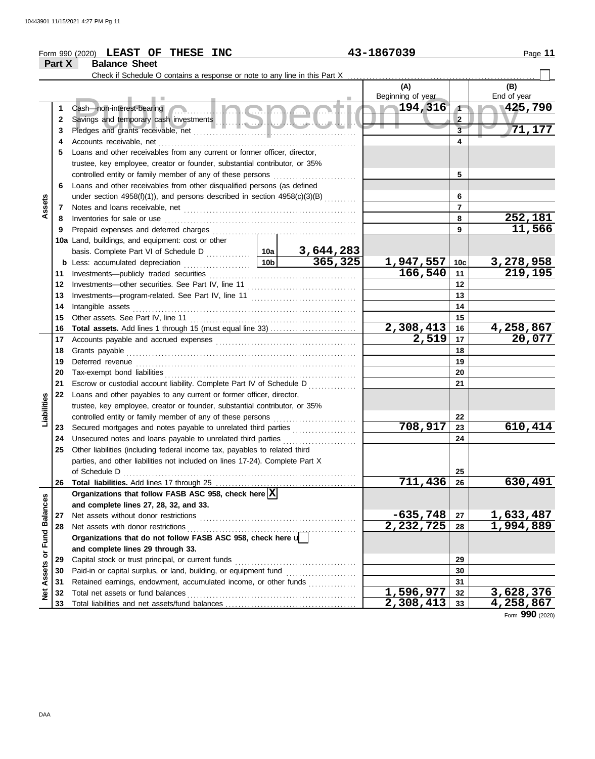Form 990 (2020) **LEAST OF THESE INC** 43-1867039

## Part X Balance Sheet

Check if Schedule O contains a response or note to any line in this Part X ☐

Public Inspection Copy

| | | | | (A) Beginning of year | | (B) End of year |
|---|---|---|---|---|---|---|
| **Assets** | 1 | Cash—non-interest-bearing | | 194,316 | 1 | 425,790 |
| | 2 | Savings and temporary cash investments | | | 2 | |
| | 3 | Pledges and grants receivable, net | | | 3 | 71,177 |
| | 4 | Accounts receivable, net | | | 4 | |
| | 5 | Loans and other receivables from any current or former officer, director, trustee, key employee, creator or founder, substantial contributor, or 35% controlled entity or family member of any of these persons | | | 5 | |
| | 6 | Loans and other receivables from other disqualified persons (as defined under section 4958(f)(1)), and persons described in section 4958(c)(3)(B) | | | 6 | |
| | 7 | Notes and loans receivable, net | | | 7 | |
| | 8 | Inventories for sale or use | | | 8 | 252,181 |
| | 9 | Prepaid expenses and deferred charges | | | 9 | 11,566 |
| | 10a | Land, buildings, and equipment: cost or other basis. Complete Part VI of Schedule D | 10a 3,644,283 | | | |
| | b | Less: accumulated depreciation | 10b 365,325 | 1,947,557 | 10c | 3,278,958 |
| | 11 | Investments—publicly traded securities | | 166,540 | 11 | 219,195 |
| | 12 | Investments—other securities. See Part IV, line 11 | | | 12 | |
| | 13 | Investments—program-related. See Part IV, line 11 | | | 13 | |
| | 14 | Intangible assets | | | 14 | |
| | 15 | Other assets. See Part IV, line 11 | | | 15 | |
| | 16 | **Total assets.** Add lines 1 through 15 (must equal line 33) | | 2,308,413 | 16 | 4,258,867 |
| **Liabilities** | 17 | Accounts payable and accrued expenses | | 2,519 | 17 | 20,077 |
| | 18 | Grants payable | | | 18 | |
| | 19 | Deferred revenue | | | 19 | |
| | 20 | Tax-exempt bond liabilities | | | 20 | |
| | 21 | Escrow or custodial account liability. Complete Part IV of Schedule D | | | 21 | |
| | 22 | Loans and other payables to any current or former officer, director, trustee, key employee, creator or founder, substantial contributor, or 35% controlled entity or family member of any of these persons | | | 22 | |
| | 23 | Secured mortgages and notes payable to unrelated third parties | | 708,917 | 23 | 610,414 |
| | 24 | Unsecured notes and loans payable to unrelated third parties | | | 24 | |
| | 25 | Other liabilities (including federal income tax, payables to related third parties, and other liabilities not included on lines 17-24). Complete Part X of Schedule D | | | 25 | |
| | 26 | **Total liabilities.** Add lines 17 through 25 | | 711,436 | 26 | 630,491 |
| **Net Assets or Fund Balances** | | **Organizations that follow FASB ASC 958, check here** ☒ **and complete lines 27, 28, 32, and 33.** | | | | |
| | 27 | Net assets without donor restrictions | | -635,748 | 27 | 1,633,487 |
| | 28 | Net assets with donor restrictions | | 2,232,725 | 28 | 1,994,889 |
| | | **Organizations that do not follow FASB ASC 958, check here** ☐ **and complete lines 29 through 33.** | | | | |
| | 29 | Capital stock or trust principal, or current funds | | | 29 | |
| | 30 | Paid-in or capital surplus, or land, building, or equipment fund | | | 30 | |
| | 31 | Retained earnings, endowment, accumulated income, or other funds | | | 31 | |
| | 32 | Total net assets or fund balances | | 1,596,977 | 32 | 3,628,376 |
| | 33 | Total liabilities and net assets/fund balances | | 2,308,413 | 33 | 4,258,867 |

Form **990** (2020)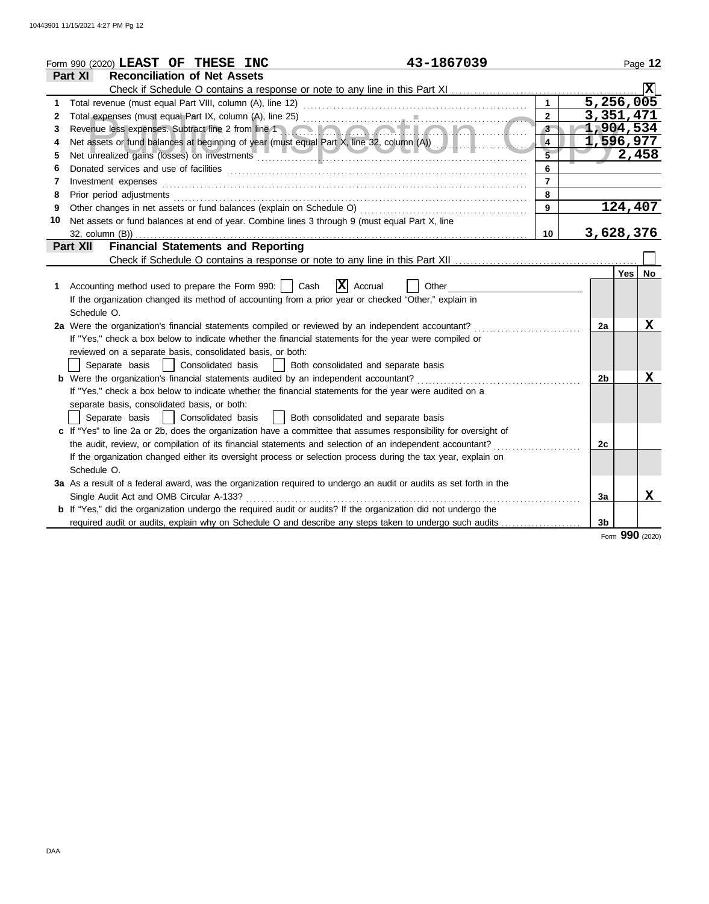Form 990 (2020) **LEAST OF THESE INC** **43-1867039**

## Part XI Reconciliation of Net Assets

Check if Schedule O contains a response or note to any line in this Part XI .......... **X**

| | | Line | Amount |
|---|---|---|---|
| 1 | Total revenue (must equal Part VIII, column (A), line 12) | 1 | 5,256,005 |
| 2 | Total expenses (must equal Part IX, column (A), line 25) | 2 | 3,351,471 |
| 3 | Revenue less expenses. Subtract line 2 from line 1 | 3 | 1,904,534 |
| 4 | Net assets or fund balances at beginning of year (must equal Part X, line 32, column (A)) | 4 | 1,596,977 |
| 5 | Net unrealized gains (losses) on investments | 5 | 2,458 |
| 6 | Donated services and use of facilities | 6 | |
| 7 | Investment expenses | 7 | |
| 8 | Prior period adjustments | 8 | |
| 9 | Other changes in net assets or fund balances (explain on Schedule O) | 9 | 124,407 |
| 10 | Net assets or fund balances at end of year. Combine lines 3 through 9 (must equal Part X, line 32, column (B)) | 10 | 3,628,376 |

## Part XII Financial Statements and Reporting

Check if Schedule O contains a response or note to any line in this Part XII .......... ☐

| | | Line | Yes | No |
|---|---|---|---|---|
| 1 | Accounting method used to prepare the Form 990: ☐ Cash **☒** Accrual ☐ Other<br>If the organization changed its method of accounting from a prior year or checked "Other," explain in Schedule O. | | | |
| 2a | Were the organization's financial statements compiled or reviewed by an independent accountant?<br>If "Yes," check a box below to indicate whether the financial statements for the year were compiled or reviewed on a separate basis, consolidated basis, or both:<br>☐ Separate basis ☐ Consolidated basis ☐ Both consolidated and separate basis | 2a | | X |
| b | Were the organization's financial statements audited by an independent accountant?<br>If "Yes," check a box below to indicate whether the financial statements for the year were audited on a separate basis, consolidated basis, or both:<br>☐ Separate basis ☐ Consolidated basis ☐ Both consolidated and separate basis | 2b | | X |
| c | If "Yes" to line 2a or 2b, does the organization have a committee that assumes responsibility for oversight of the audit, review, or compilation of its financial statements and selection of an independent accountant?<br>If the organization changed either its oversight process or selection process during the tax year, explain on Schedule O. | 2c | | |
| 3a | As a result of a federal award, was the organization required to undergo an audit or audits as set forth in the Single Audit Act and OMB Circular A-133? | 3a | | X |
| b | If "Yes," did the organization undergo the required audit or audits? If the organization did not undergo the required audit or audits, explain why on Schedule O and describe any steps taken to undergo such audits | 3b | | |

Form **990** (2020)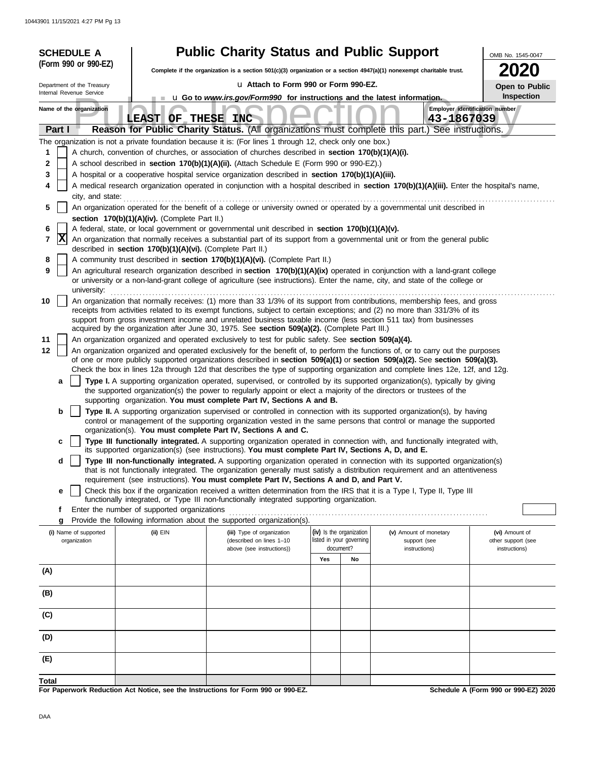**SCHEDULE A (Form 990 or 990-EZ)**

Department of the Treasury
Internal Revenue Service

# Public Charity Status and Public Support

**Complete if the organization is a section 501(c)(3) organization or a section 4947(a)(1) nonexempt charitable trust.**

u Attach to Form 990 or Form 990-EZ.

u Go to *www.irs.gov/Form990* for instructions and the latest information.

OMB No. 1545-0047

**2020**

**Open to Public Inspection**

Name of the organization: LEAST OF THESE INC

Employer identification number: 43-1867039

## Part I — Reason for Public Charity Status. (All organizations must complete this part.) See instructions.

The organization is not a private foundation because it is: (For lines 1 through 12, check only one box.)

1. [ ] A church, convention of churches, or association of churches described in **section 170(b)(1)(A)(i).**
2. [ ] A school described in **section 170(b)(1)(A)(ii).** (Attach Schedule E (Form 990 or 990-EZ).)
3. [ ] A hospital or a cooperative hospital service organization described in **section 170(b)(1)(A)(iii).**
4. [ ] A medical research organization operated in conjunction with a hospital described in **section 170(b)(1)(A)(iii).** Enter the hospital's name, city, and state:
5. [ ] An organization operated for the benefit of a college or university owned or operated by a governmental unit described in **section 170(b)(1)(A)(iv).** (Complete Part II.)
6. [ ] A federal, state, or local government or governmental unit described in **section 170(b)(1)(A)(v).**
7. [X] An organization that normally receives a substantial part of its support from a governmental unit or from the general public described in **section 170(b)(1)(A)(vi).** (Complete Part II.)
8. [ ] A community trust described in **section 170(b)(1)(A)(vi).** (Complete Part II.)
9. [ ] An agricultural research organization described in **section 170(b)(1)(A)(ix)** operated in conjunction with a land-grant college or university or a non-land-grant college of agriculture (see instructions). Enter the name, city, and state of the college or university:
10. [ ] An organization that normally receives: (1) more than 33 1/3% of its support from contributions, membership fees, and gross receipts from activities related to its exempt functions, subject to certain exceptions; and (2) no more than 331/3% of its support from gross investment income and unrelated business taxable income (less section 511 tax) from businesses acquired by the organization after June 30, 1975. See **section 509(a)(2).** (Complete Part III.)
11. [ ] An organization organized and operated exclusively to test for public safety. See **section 509(a)(4).**
12. [ ] An organization organized and operated exclusively for the benefit of, to perform the functions of, or to carry out the purposes of one or more publicly supported organizations described in **section 509(a)(1)** or **section 509(a)(2).** See **section 509(a)(3).** Check the box in lines 12a through 12d that describes the type of supporting organization and complete lines 12e, 12f, and 12g.
   - **a** [ ] **Type I.** A supporting organization operated, supervised, or controlled by its supported organization(s), typically by giving the supported organization(s) the power to regularly appoint or elect a majority of the directors or trustees of the supporting organization. **You must complete Part IV, Sections A and B.**
   - **b** [ ] **Type II.** A supporting organization supervised or controlled in connection with its supported organization(s), by having control or management of the supporting organization vested in the same persons that control or manage the supported organization(s). **You must complete Part IV, Sections A and C.**
   - **c** [ ] **Type III functionally integrated.** A supporting organization operated in connection with, and functionally integrated with, its supported organization(s) (see instructions). **You must complete Part IV, Sections A, D, and E.**
   - **d** [ ] **Type III non-functionally integrated.** A supporting organization operated in connection with its supported organization(s) that is not functionally integrated. The organization generally must satisfy a distribution requirement and an attentiveness requirement (see instructions). **You must complete Part IV, Sections A and D, and Part V.**
   - **e** [ ] Check this box if the organization received a written determination from the IRS that it is a Type I, Type II, Type III functionally integrated, or Type III non-functionally integrated supporting organization.
   - **f** Enter the number of supported organizations
   - **g** Provide the following information about the supported organization(s).

| | (i) Name of supported organization | (ii) EIN | (iii) Type of organization (described on lines 1–10 above (see instructions)) | (iv) Is the organization listed in your governing document? Yes | No | (v) Amount of monetary support (see instructions) | (vi) Amount of other support (see instructions) |
|---|---|---|---|---|---|---|---|
| (A) | | | | | | | |
| (B) | | | | | | | |
| (C) | | | | | | | |
| (D) | | | | | | | |
| (E) | | | | | | | |
| **Total** | | | | | | | |

**For Paperwork Reduction Act Notice, see the Instructions for Form 990 or 990-EZ.**

**Schedule A (Form 990 or 990-EZ) 2020**

DAA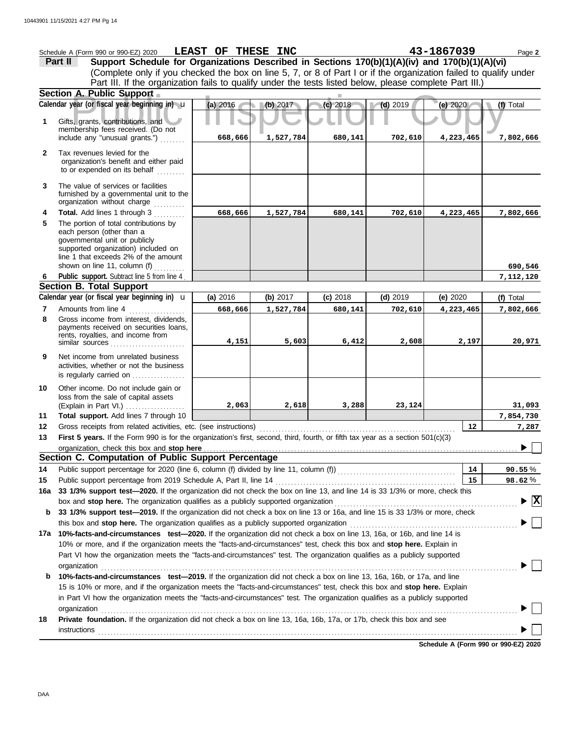Schedule A (Form 990 or 990-EZ) 2020 **LEAST OF THESE INC** **43-1867039** Page **2**

**Part II** **Support Schedule for Organizations Described in Sections 170(b)(1)(A)(iv) and 170(b)(1)(A)(vi)**
(Complete only if you checked the box on line 5, 7, or 8 of Part I or if the organization failed to qualify under Part III. If the organization fails to qualify under the tests listed below, please complete Part III.)

**Section A. Public Support**

| | Calendar year (or fiscal year beginning in) | (a) 2016 | (b) 2017 | (c) 2018 | (d) 2019 | (e) 2020 | (f) Total |
|---|---|---|---|---|---|---|---|
| 1 | Gifts, grants, contributions, and membership fees received. (Do not include any "unusual grants.") | 668,666 | 1,527,784 | 680,141 | 702,610 | 4,223,465 | 7,802,666 |
| 2 | Tax revenues levied for the organization's benefit and either paid to or expended on its behalf | | | | | | |
| 3 | The value of services or facilities furnished by a governmental unit to the organization without charge | | | | | | |
| 4 | **Total.** Add lines 1 through 3 | 668,666 | 1,527,784 | 680,141 | 702,610 | 4,223,465 | 7,802,666 |
| 5 | The portion of total contributions by each person (other than a governmental unit or publicly supported organization) included on line 1 that exceeds 2% of the amount shown on line 11, column (f) | | | | | | 690,546 |
| 6 | **Public support.** Subtract line 5 from line 4 | | | | | | 7,112,120 |

**Section B. Total Support**

| | Calendar year (or fiscal year beginning in) | (a) 2016 | (b) 2017 | (c) 2018 | (d) 2019 | (e) 2020 | (f) Total |
|---|---|---|---|---|---|---|---|
| 7 | Amounts from line 4 | 668,666 | 1,527,784 | 680,141 | 702,610 | 4,223,465 | 7,802,666 |
| 8 | Gross income from interest, dividends, payments received on securities loans, rents, royalties, and income from similar sources | 4,151 | 5,603 | 6,412 | 2,608 | 2,197 | 20,971 |
| 9 | Net income from unrelated business activities, whether or not the business is regularly carried on | | | | | | |
| 10 | Other income. Do not include gain or loss from the sale of capital assets (Explain in Part VI.) | 2,063 | 2,618 | 3,288 | 23,124 | | 31,093 |
| 11 | **Total support.** Add lines 7 through 10 | | | | | | 7,854,730 |
| 12 | Gross receipts from related activities, etc. (see instructions) | | | | | 12 | 7,287 |

**13** **First 5 years.** If the Form 990 is for the organization's first, second, third, fourth, or fifth tax year as a section 501(c)(3) organization, check this box and **stop here** ☐

**Section C. Computation of Public Support Percentage**

| | | | |
|---|---|---|---|
| 14 | Public support percentage for 2020 (line 6, column (f) divided by line 11, column (f)) | 14 | 90.55 % |
| 15 | Public support percentage from 2019 Schedule A, Part II, line 14 | 15 | 98.62 % |

**16a** **33 1/3% support test—2020.** If the organization did not check the box on line 13, and line 14 is 33 1/3% or more, check this box and **stop here.** The organization qualifies as a publicly supported organization ☒

**b** **33 1/3% support test—2019.** If the organization did not check a box on line 13 or 16a, and line 15 is 33 1/3% or more, check this box and **stop here.** The organization qualifies as a publicly supported organization ☐

**17a** **10%-facts-and-circumstances test—2020.** If the organization did not check a box on line 13, 16a, or 16b, and line 14 is 10% or more, and if the organization meets the "facts-and-circumstances" test, check this box and **stop here.** Explain in Part VI how the organization meets the "facts-and-circumstances" test. The organization qualifies as a publicly supported organization ☐

**b** **10%-facts-and-circumstances test—2019.** If the organization did not check a box on line 13, 16a, 16b, or 17a, and line 15 is 10% or more, and if the organization meets the "facts-and-circumstances" test, check this box and **stop here.** Explain in Part VI how the organization meets the "facts-and-circumstances" test. The organization qualifies as a publicly supported organization ☐

**18** **Private foundation.** If the organization did not check a box on line 13, 16a, 16b, 17a, or 17b, check this box and see instructions ☐

**Schedule A (Form 990 or 990-EZ) 2020**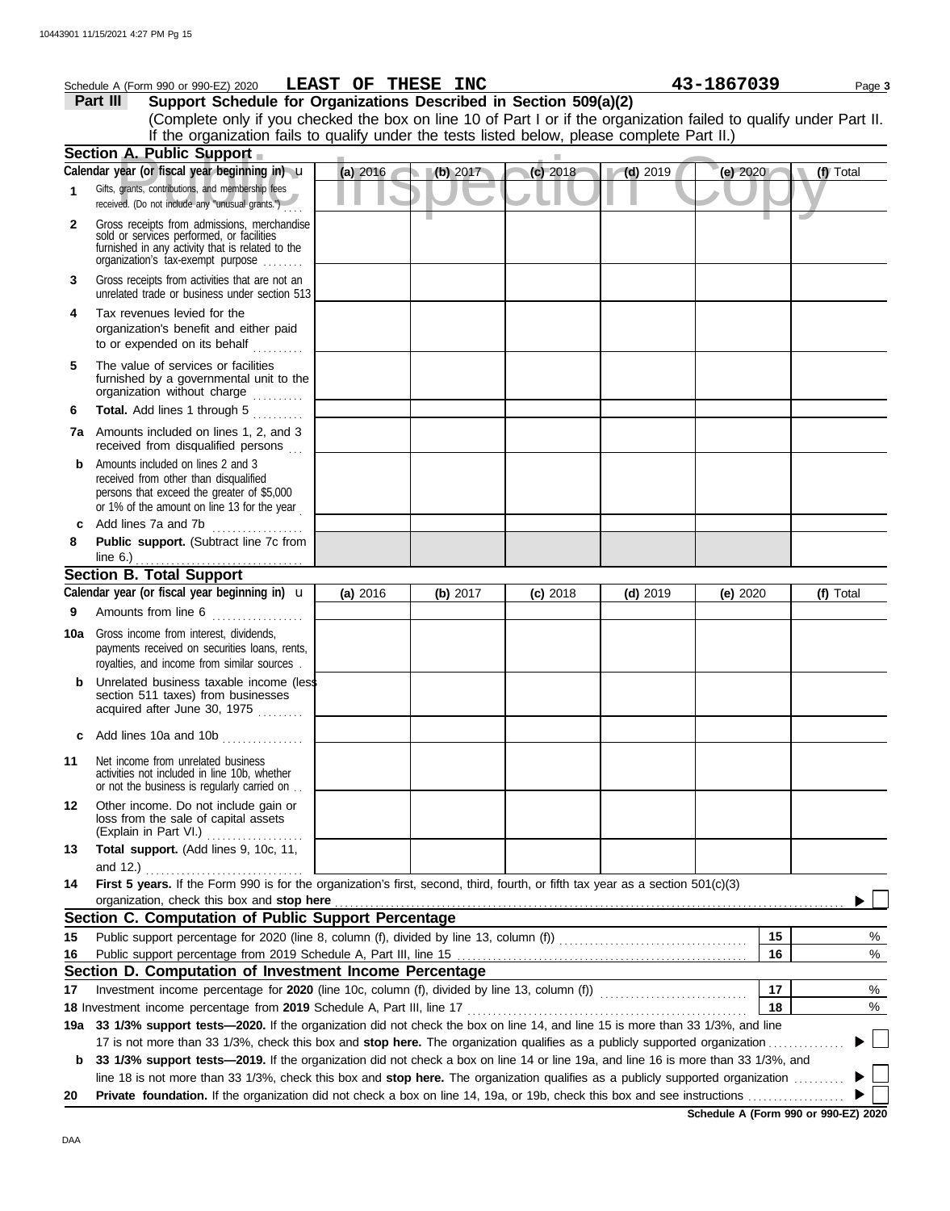Schedule A (Form 990 or 990-EZ) 2020 **LEAST OF THESE INC** **43-1867039** Page **3**

**Part III — Support Schedule for Organizations Described in Section 509(a)(2)**

(Complete only if you checked the box on line 10 of Part I or if the organization failed to qualify under Part II. If the organization fails to qualify under the tests listed below, please complete Part II.)

### Section A. Public Support

| Calendar year (or fiscal year beginning in) ▶ | (a) 2016 | (b) 2017 | (c) 2018 | (d) 2019 | (e) 2020 | (f) Total |
|---|---|---|---|---|---|---|
| **1** Gifts, grants, contributions, and membership fees received. (Do not include any "unusual grants.") | | | | | | |
| **2** Gross receipts from admissions, merchandise sold or services performed, or facilities furnished in any activity that is related to the organization's tax-exempt purpose | | | | | | |
| **3** Gross receipts from activities that are not an unrelated trade or business under section 513 | | | | | | |
| **4** Tax revenues levied for the organization's benefit and either paid to or expended on its behalf | | | | | | |
| **5** The value of services or facilities furnished by a governmental unit to the organization without charge | | | | | | |
| **6** **Total.** Add lines 1 through 5 | | | | | | |
| **7a** Amounts included on lines 1, 2, and 3 received from disqualified persons | | | | | | |
| **b** Amounts included on lines 2 and 3 received from other than disqualified persons that exceed the greater of $5,000 or 1% of the amount on line 13 for the year | | | | | | |
| **c** Add lines 7a and 7b | | | | | | |
| **8** **Public support.** (Subtract line 7c from line 6.) | | | | | | |

### Section B. Total Support

| Calendar year (or fiscal year beginning in) ▶ | (a) 2016 | (b) 2017 | (c) 2018 | (d) 2019 | (e) 2020 | (f) Total |
|---|---|---|---|---|---|---|
| **9** Amounts from line 6 | | | | | | |
| **10a** Gross income from interest, dividends, payments received on securities loans, rents, royalties, and income from similar sources | | | | | | |
| **b** Unrelated business taxable income (less section 511 taxes) from businesses acquired after June 30, 1975 | | | | | | |
| **c** Add lines 10a and 10b | | | | | | |
| **11** Net income from unrelated business activities not included in line 10b, whether or not the business is regularly carried on | | | | | | |
| **12** Other income. Do not include gain or loss from the sale of capital assets (Explain in Part VI.) | | | | | | |
| **13** **Total support.** (Add lines 9, 10c, 11, and 12.) | | | | | | |

**14** **First 5 years.** If the Form 990 is for the organization's first, second, third, fourth, or fifth tax year as a section 501(c)(3) organization, check this box and **stop here** ▶ ☐

### Section C. Computation of Public Support Percentage

| | | | |
|---|---|---|---|
| **15** | Public support percentage for 2020 (line 8, column (f), divided by line 13, column (f)) | 15 | % |
| **16** | Public support percentage from 2019 Schedule A, Part III, line 15 | 16 | % |

### Section D. Computation of Investment Income Percentage

| | | | |
|---|---|---|---|
| **17** | Investment income percentage for **2020** (line 10c, column (f), divided by line 13, column (f)) | 17 | % |
| **18** | Investment income percentage from **2019** Schedule A, Part III, line 17 | 18 | % |

**19a** **33 1/3% support tests—2020.** If the organization did not check the box on line 14, and line 15 is more than 33 1/3%, and line 17 is not more than 33 1/3%, check this box and **stop here.** The organization qualifies as a publicly supported organization ▶ ☐

**b** **33 1/3% support tests—2019.** If the organization did not check a box on line 14 or line 19a, and line 16 is more than 33 1/3%, and line 18 is not more than 33 1/3%, check this box and **stop here.** The organization qualifies as a publicly supported organization ▶ ☐

**20** **Private foundation.** If the organization did not check a box on line 14, 19a, or 19b, check this box and see instructions ▶ ☐

**Schedule A (Form 990 or 990-EZ) 2020**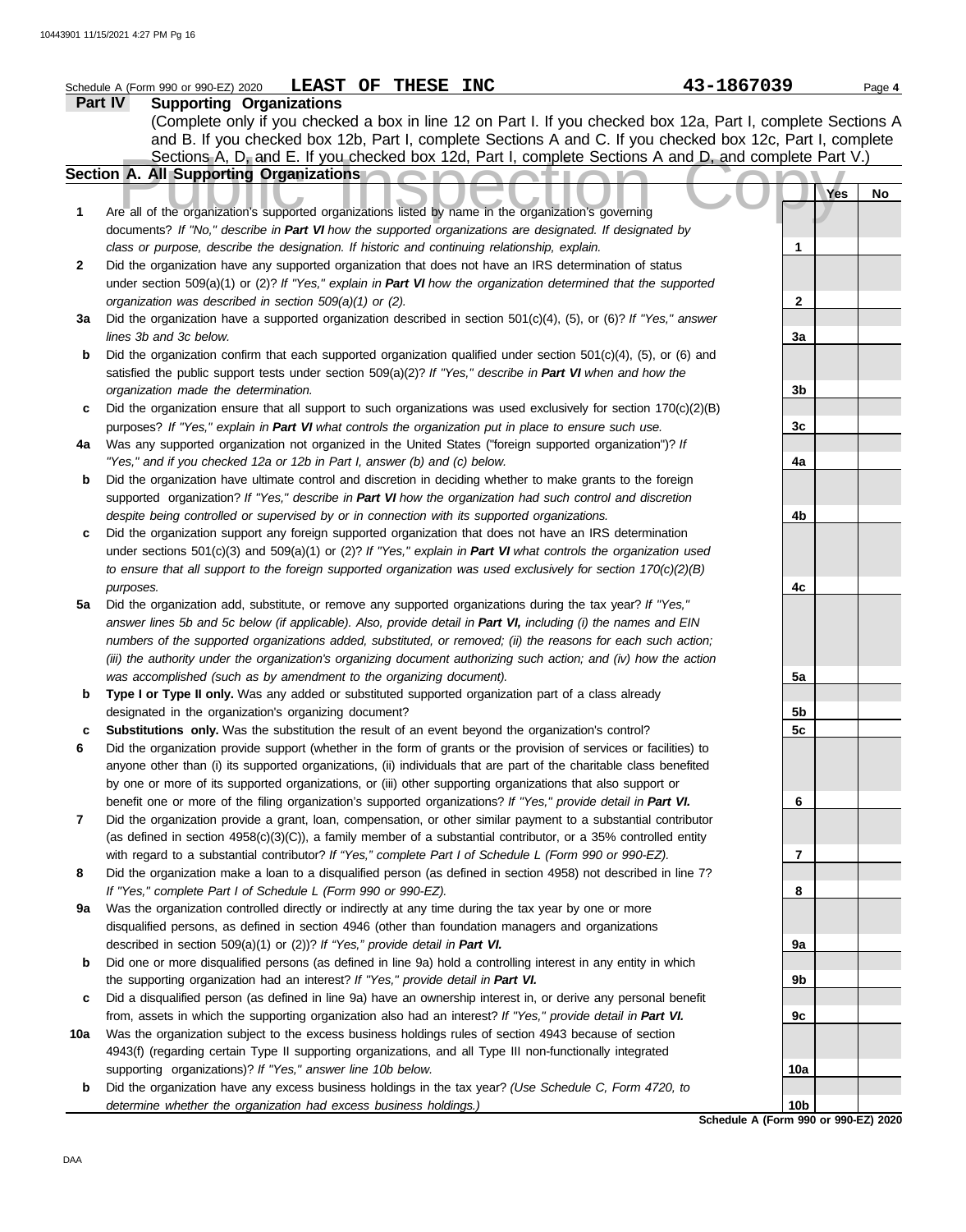Schedule A (Form 990 or 990-EZ) 2020 **LEAST OF THESE INC** **43-1867039** Page **4**

## Part IV Supporting Organizations

(Complete only if you checked a box in line 12 on Part I. If you checked box 12a, Part I, complete Sections A and B. If you checked box 12b, Part I, complete Sections A and C. If you checked box 12c, Part I, complete Sections A, D, and E. If you checked box 12d, Part I, complete Sections A and D, and complete Part V.)

### Section A. All Supporting Organizations

| | | | Yes | No |
|---|---|---|---|---|
| **1** | Are all of the organization's supported organizations listed by name in the organization's governing documents? *If "No," describe in **Part VI** how the supported organizations are designated. If designated by class or purpose, describe the designation. If historic and continuing relationship, explain.* | 1 | | |
| **2** | Did the organization have any supported organization that does not have an IRS determination of status under section 509(a)(1) or (2)? *If "Yes," explain in **Part VI** how the organization determined that the supported organization was described in section 509(a)(1) or (2).* | 2 | | |
| **3a** | Did the organization have a supported organization described in section 501(c)(4), (5), or (6)? *If "Yes," answer lines 3b and 3c below.* | 3a | | |
| **b** | Did the organization confirm that each supported organization qualified under section 501(c)(4), (5), or (6) and satisfied the public support tests under section 509(a)(2)? *If "Yes," describe in **Part VI** when and how the organization made the determination.* | 3b | | |
| **c** | Did the organization ensure that all support to such organizations was used exclusively for section 170(c)(2)(B) purposes? *If "Yes," explain in **Part VI** what controls the organization put in place to ensure such use.* | 3c | | |
| **4a** | Was any supported organization not organized in the United States ("foreign supported organization")? *If "Yes," and if you checked 12a or 12b in Part I, answer (b) and (c) below.* | 4a | | |
| **b** | Did the organization have ultimate control and discretion in deciding whether to make grants to the foreign supported organization? *If "Yes," describe in **Part VI** how the organization had such control and discretion despite being controlled or supervised by or in connection with its supported organizations.* | 4b | | |
| **c** | Did the organization support any foreign supported organization that does not have an IRS determination under sections 501(c)(3) and 509(a)(1) or (2)? *If "Yes," explain in **Part VI** what controls the organization used to ensure that all support to the foreign supported organization was used exclusively for section 170(c)(2)(B) purposes.* | 4c | | |
| **5a** | Did the organization add, substitute, or remove any supported organizations during the tax year? *If "Yes," answer lines 5b and 5c below (if applicable). Also, provide detail in **Part VI,** including (i) the names and EIN numbers of the supported organizations added, substituted, or removed; (ii) the reasons for each such action; (iii) the authority under the organization's organizing document authorizing such action; and (iv) how the action was accomplished (such as by amendment to the organizing document).* | 5a | | |
| **b** | **Type I or Type II only.** Was any added or substituted supported organization part of a class already designated in the organization's organizing document? | 5b | | |
| **c** | **Substitutions only.** Was the substitution the result of an event beyond the organization's control? | 5c | | |
| **6** | Did the organization provide support (whether in the form of grants or the provision of services or facilities) to anyone other than (i) its supported organizations, (ii) individuals that are part of the charitable class benefited by one or more of its supported organizations, or (iii) other supporting organizations that also support or benefit one or more of the filing organization's supported organizations? *If "Yes," provide detail in **Part VI.*** | 6 | | |
| **7** | Did the organization provide a grant, loan, compensation, or other similar payment to a substantial contributor (as defined in section 4958(c)(3)(C)), a family member of a substantial contributor, or a 35% controlled entity with regard to a substantial contributor? *If "Yes," complete Part I of Schedule L (Form 990 or 990-EZ).* | 7 | | |
| **8** | Did the organization make a loan to a disqualified person (as defined in section 4958) not described in line 7? *If "Yes," complete Part I of Schedule L (Form 990 or 990-EZ).* | 8 | | |
| **9a** | Was the organization controlled directly or indirectly at any time during the tax year by one or more disqualified persons, as defined in section 4946 (other than foundation managers and organizations described in section 509(a)(1) or (2))? *If "Yes," provide detail in **Part VI.*** | 9a | | |
| **b** | Did one or more disqualified persons (as defined in line 9a) hold a controlling interest in any entity in which the supporting organization had an interest? *If "Yes," provide detail in **Part VI.*** | 9b | | |
| **c** | Did a disqualified person (as defined in line 9a) have an ownership interest in, or derive any personal benefit from, assets in which the supporting organization also had an interest? *If "Yes," provide detail in **Part VI.*** | 9c | | |
| **10a** | Was the organization subject to the excess business holdings rules of section 4943 because of section 4943(f) (regarding certain Type II supporting organizations, and all Type III non-functionally integrated supporting organizations)? *If "Yes," answer line 10b below.* | 10a | | |
| **b** | Did the organization have any excess business holdings in the tax year? *(Use Schedule C, Form 4720, to determine whether the organization had excess business holdings.)* | 10b | | |

**Schedule A (Form 990 or 990-EZ) 2020**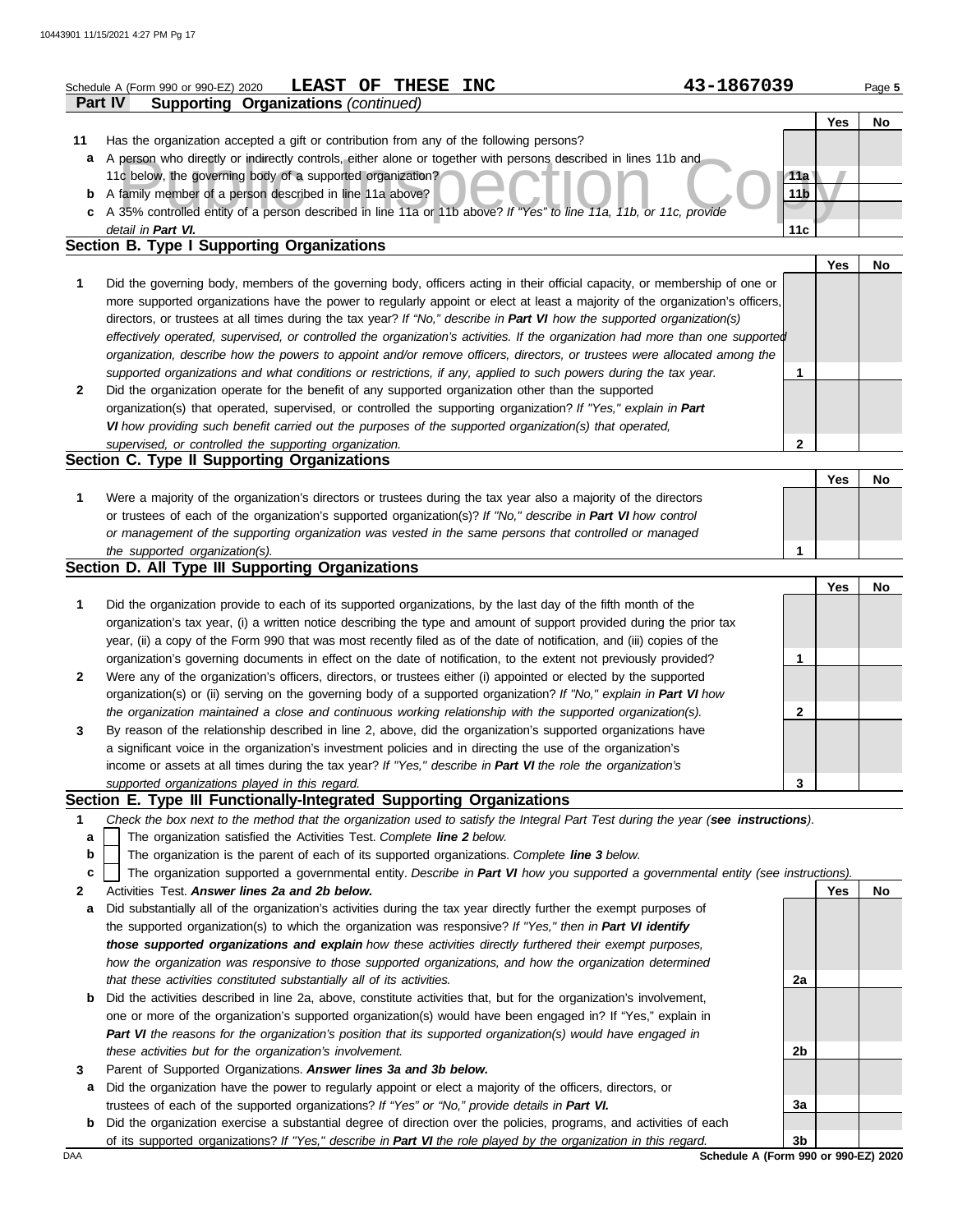Schedule A (Form 990 or 990-EZ) 2020 **LEAST OF THESE INC** **43-1867039** Page **5**

## Part IV Supporting Organizations *(continued)*

| | | | Yes | No |
|---|---|---|---|---|
| **11** | Has the organization accepted a gift or contribution from any of the following persons? | | | |
| **a** | A person who directly or indirectly controls, either alone or together with persons described in lines 11b and 11c below, the governing body of a supported organization? | 11a | | |
| **b** | A family member of a person described in line 11a above? | 11b | | |
| **c** | A 35% controlled entity of a person described in line 11a or 11b above? *If "Yes" to line 11a, 11b, or 11c, provide detail in* ***Part VI.*** | 11c | | |

### Section B. Type I Supporting Organizations

| | | | Yes | No |
|---|---|---|---|---|
| **1** | Did the governing body, members of the governing body, officers acting in their official capacity, or membership of one or more supported organizations have the power to regularly appoint or elect at least a majority of the organization's officers, directors, or trustees at all times during the tax year? *If "No," describe in* ***Part VI*** *how the supported organization(s) effectively operated, supervised, or controlled the organization's activities. If the organization had more than one supported organization, describe how the powers to appoint and/or remove officers, directors, or trustees were allocated among the supported organizations and what conditions or restrictions, if any, applied to such powers during the tax year.* | 1 | | |
| **2** | Did the organization operate for the benefit of any supported organization other than the supported organization(s) that operated, supervised, or controlled the supporting organization? *If "Yes," explain in* ***Part VI*** *how providing such benefit carried out the purposes of the supported organization(s) that operated, supervised, or controlled the supporting organization.* | 2 | | |

### Section C. Type II Supporting Organizations

| | | | Yes | No |
|---|---|---|---|---|
| **1** | Were a majority of the organization's directors or trustees during the tax year also a majority of the directors or trustees of each of the organization's supported organization(s)? *If "No," describe in* ***Part VI*** *how control or management of the supporting organization was vested in the same persons that controlled or managed the supported organization(s).* | 1 | | |

### Section D. All Type III Supporting Organizations

| | | | Yes | No |
|---|---|---|---|---|
| **1** | Did the organization provide to each of its supported organizations, by the last day of the fifth month of the organization's tax year, (i) a written notice describing the type and amount of support provided during the prior tax year, (ii) a copy of the Form 990 that was most recently filed as of the date of notification, and (iii) copies of the organization's governing documents in effect on the date of notification, to the extent not previously provided? | 1 | | |
| **2** | Were any of the organization's officers, directors, or trustees either (i) appointed or elected by the supported organization(s) or (ii) serving on the governing body of a supported organization? *If "No," explain in* ***Part VI*** *how the organization maintained a close and continuous working relationship with the supported organization(s).* | 2 | | |
| **3** | By reason of the relationship described in line 2, above, did the organization's supported organizations have a significant voice in the organization's investment policies and in directing the use of the organization's income or assets at all times during the tax year? *If "Yes," describe in* ***Part VI*** *the role the organization's supported organizations played in this regard.* | 3 | | |

### Section E. Type III Functionally-Integrated Supporting Organizations

**1** *Check the box next to the method that the organization used to satisfy the Integral Part Test during the year (****see instructions****).*

- **a** ☐ The organization satisfied the Activities Test. *Complete* ***line 2*** *below.*
- **b** ☐ The organization is the parent of each of its supported organizations. *Complete* ***line 3*** *below.*
- **c** ☐ The organization supported a governmental entity. *Describe in* ***Part VI*** *how you supported a governmental entity (see instructions).*

| | | | Yes | No |
|---|---|---|---|---|
| **2** | Activities Test. ***Answer lines 2a and 2b below.*** | | | |
| **a** | Did substantially all of the organization's activities during the tax year directly further the exempt purposes of the supported organization(s) to which the organization was responsive? *If "Yes," then in* ***Part VI identify those supported organizations and explain*** *how these activities directly furthered their exempt purposes, how the organization was responsive to those supported organizations, and how the organization determined that these activities constituted substantially all of its activities.* | 2a | | |
| **b** | Did the activities described in line 2a, above, constitute activities that, but for the organization's involvement, one or more of the organization's supported organization(s) would have been engaged in? If "Yes," explain in ***Part VI*** *the reasons for the organization's position that its supported organization(s) would have engaged in these activities but for the organization's involvement.* | 2b | | |
| **3** | Parent of Supported Organizations. ***Answer lines 3a and 3b below.*** | | | |
| **a** | Did the organization have the power to regularly appoint or elect a majority of the officers, directors, or trustees of each of the supported organizations? *If "Yes" or "No," provide details in* ***Part VI.*** | 3a | | |
| **b** | Did the organization exercise a substantial degree of direction over the policies, programs, and activities of each of its supported organizations? *If "Yes," describe in* ***Part VI*** *the role played by the organization in this regard.* | 3b | | |

DAA **Schedule A (Form 990 or 990-EZ) 2020**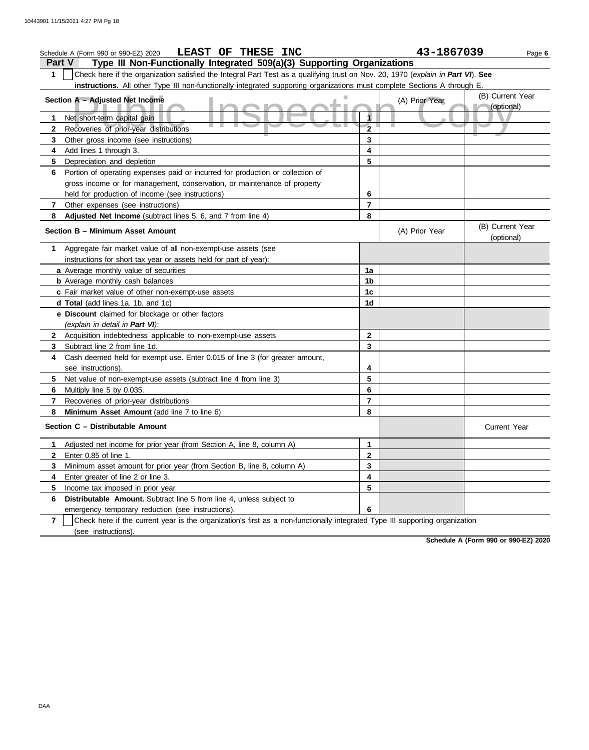Schedule A (Form 990 or 990-EZ) 2020 **LEAST OF THESE INC** **43-1867039** Page **6**

## Part V Type III Non-Functionally Integrated 509(a)(3) Supporting Organizations

**1** ☐ Check here if the organization satisfied the Integral Part Test as a qualifying trust on Nov. 20, 1970 (*explain in **Part VI***). **See instructions.** All other Type III non-functionally integrated supporting organizations must complete Sections A through E.

| **Section A – Adjusted Net Income** | | (A) Prior Year | (B) Current Year (optional) |
|---|---|---|---|
| **1** Net short-term capital gain | 1 | | |
| **2** Recoveries of prior-year distributions | 2 | | |
| **3** Other gross income (see instructions) | 3 | | |
| **4** Add lines 1 through 3. | 4 | | |
| **5** Depreciation and depletion | 5 | | |
| **6** Portion of operating expenses paid or incurred for production or collection of gross income or for management, conservation, or maintenance of property held for production of income (see instructions) | 6 | | |
| **7** Other expenses (see instructions) | 7 | | |
| **8** **Adjusted Net Income** (subtract lines 5, 6, and 7 from line 4) | 8 | | |

| **Section B – Minimum Asset Amount** | | (A) Prior Year | (B) Current Year (optional) |
|---|---|---|---|
| **1** Aggregate fair market value of all non-exempt-use assets (see instructions for short tax year or assets held for part of year): | | | |
| **a** Average monthly value of securities | 1a | | |
| **b** Average monthly cash balances | 1b | | |
| **c** Fair market value of other non-exempt-use assets | 1c | | |
| **d Total** (add lines 1a, 1b, and 1c) | 1d | | |
| **e Discount** claimed for blockage or other factors (*explain in detail in **Part VI***): | | | |
| **2** Acquisition indebtedness applicable to non-exempt-use assets | 2 | | |
| **3** Subtract line 2 from line 1d. | 3 | | |
| **4** Cash deemed held for exempt use. Enter 0.015 of line 3 (for greater amount, see instructions). | 4 | | |
| **5** Net value of non-exempt-use assets (subtract line 4 from line 3) | 5 | | |
| **6** Multiply line 5 by 0.035. | 6 | | |
| **7** Recoveries of prior-year distributions | 7 | | |
| **8** **Minimum Asset Amount** (add line 7 to line 6) | 8 | | |

| **Section C – Distributable Amount** | | | Current Year |
|---|---|---|---|
| **1** Adjusted net income for prior year (from Section A, line 8, column A) | 1 | | |
| **2** Enter 0.85 of line 1. | 2 | | |
| **3** Minimum asset amount for prior year (from Section B, line 8, column A) | 3 | | |
| **4** Enter greater of line 2 or line 3. | 4 | | |
| **5** Income tax imposed in prior year | 5 | | |
| **6** **Distributable Amount.** Subtract line 5 from line 4, unless subject to emergency temporary reduction (see instructions). | 6 | | |

**7** ☐ Check here if the current year is the organization's first as a non-functionally integrated Type III supporting organization (see instructions).

**Schedule A (Form 990 or 990-EZ) 2020**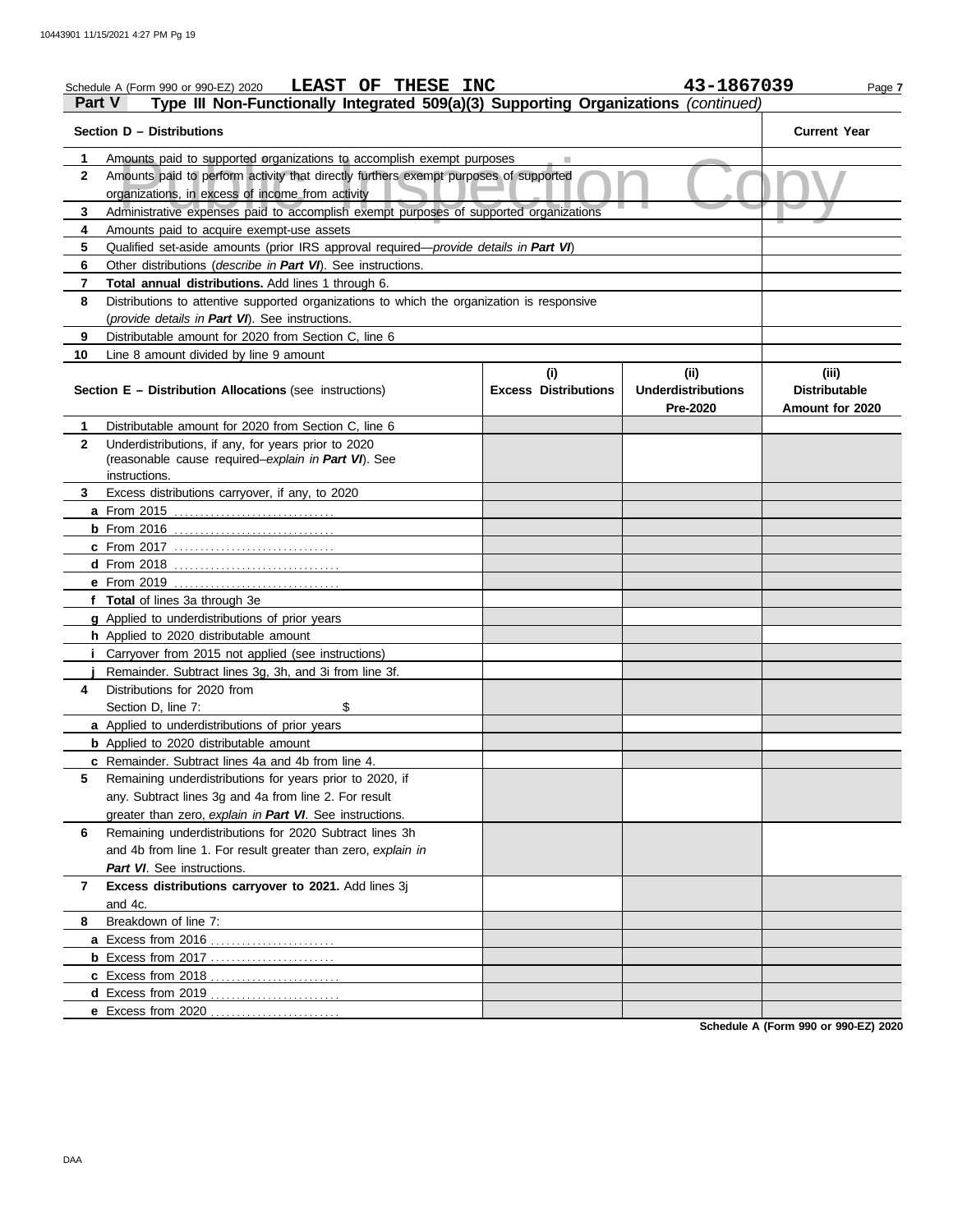Schedule A (Form 990 or 990-EZ) 2020 **LEAST OF THESE INC** **43-1867039** Page **7**

**Part V** **Type III Non-Functionally Integrated 509(a)(3) Supporting Organizations** *(continued)*

Public Inspection Copy

| | **Section D – Distributions** | **Current Year** |
|---|---|---|
| **1** | Amounts paid to supported organizations to accomplish exempt purposes | |
| **2** | Amounts paid to perform activity that directly furthers exempt purposes of supported organizations, in excess of income from activity | |
| **3** | Administrative expenses paid to accomplish exempt purposes of supported organizations | |
| **4** | Amounts paid to acquire exempt-use assets | |
| **5** | Qualified set-aside amounts (prior IRS approval required—*provide details in **Part VI***) | |
| **6** | Other distributions (*describe in **Part VI***). See instructions. | |
| **7** | **Total annual distributions.** Add lines 1 through 6. | |
| **8** | Distributions to attentive supported organizations to which the organization is responsive (*provide details in **Part VI***). See instructions. | |
| **9** | Distributable amount for 2020 from Section C, line 6 | |
| **10** | Line 8 amount divided by line 9 amount | |

| | **Section E – Distribution Allocations** (see instructions) | **(i) Excess Distributions** | **(ii) Underdistributions Pre-2020** | **(iii) Distributable Amount for 2020** |
|---|---|---|---|---|
| **1** | Distributable amount for 2020 from Section C, line 6 | | | |
| **2** | Underdistributions, if any, for years prior to 2020 (reasonable cause required–*explain in **Part VI***). See instructions. | | | |
| **3** | Excess distributions carryover, if any, to 2020 | | | |
| **a** | From 2015 | | | |
| **b** | From 2016 | | | |
| **c** | From 2017 | | | |
| **d** | From 2018 | | | |
| **e** | From 2019 | | | |
| **f** | **Total** of lines 3a through 3e | | | |
| **g** | Applied to underdistributions of prior years | | | |
| **h** | Applied to 2020 distributable amount | | | |
| **i** | Carryover from 2015 not applied (see instructions) | | | |
| **j** | Remainder. Subtract lines 3g, 3h, and 3i from line 3f. | | | |
| **4** | Distributions for 2020 from Section D, line 7: $ | | | |
| **a** | Applied to underdistributions of prior years | | | |
| **b** | Applied to 2020 distributable amount | | | |
| **c** | Remainder. Subtract lines 4a and 4b from line 4. | | | |
| **5** | Remaining underdistributions for years prior to 2020, if any. Subtract lines 3g and 4a from line 2. For result greater than zero, *explain in **Part VI***. See instructions. | | | |
| **6** | Remaining underdistributions for 2020 Subtract lines 3h and 4b from line 1. For result greater than zero, *explain in **Part VI***. See instructions. | | | |
| **7** | **Excess distributions carryover to 2021.** Add lines 3j and 4c. | | | |
| **8** | Breakdown of line 7: | | | |
| **a** | Excess from 2016 | | | |
| **b** | Excess from 2017 | | | |
| **c** | Excess from 2018 | | | |
| **d** | Excess from 2019 | | | |
| **e** | Excess from 2020 | | | |

**Schedule A (Form 990 or 990-EZ) 2020**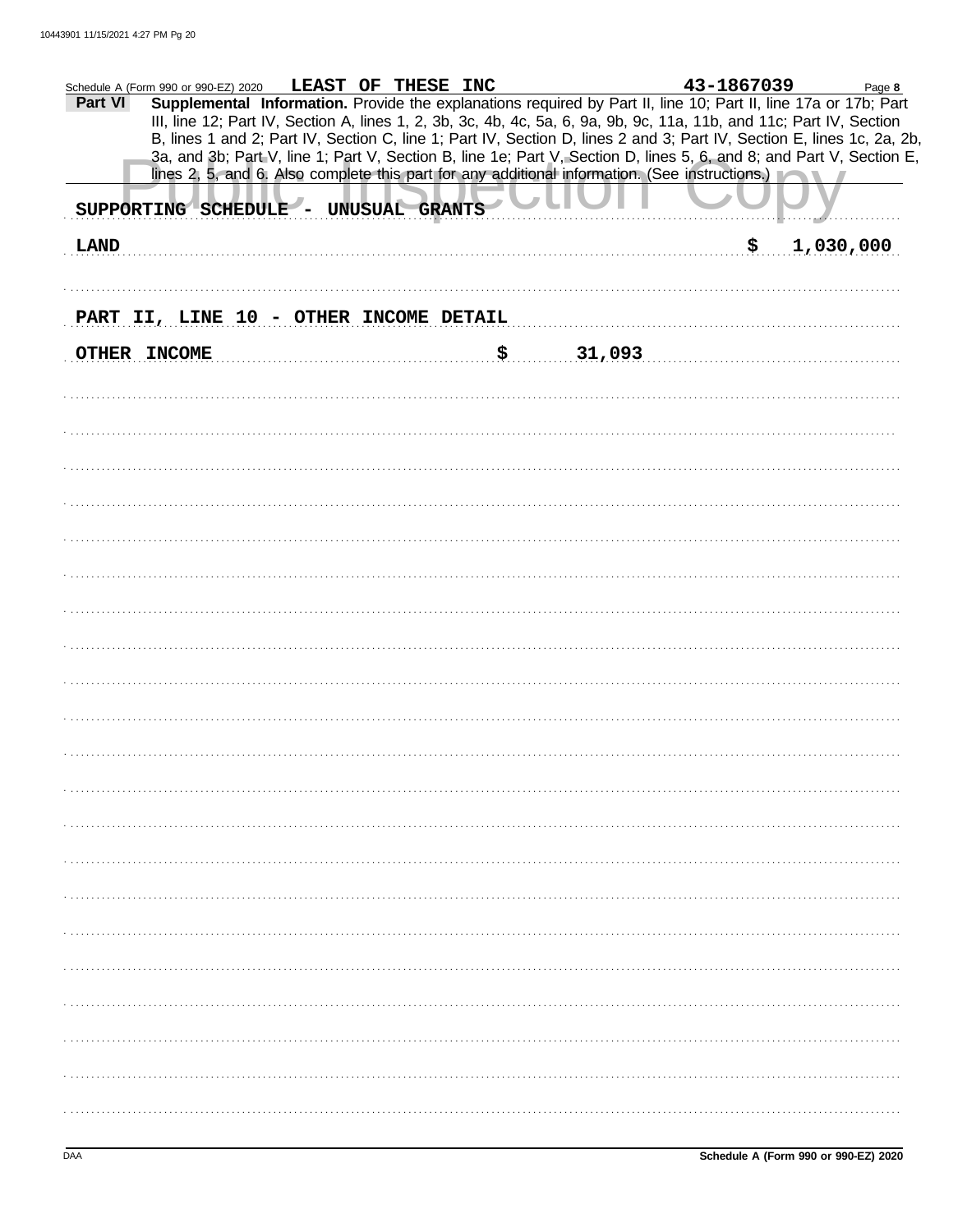Schedule A (Form 990 or 990-EZ) 2020 **LEAST OF THESE INC** **43-1867039** Page **8**

**Part VI** **Supplemental Information.** Provide the explanations required by Part II, line 10; Part II, line 17a or 17b; Part III, line 12; Part IV, Section A, lines 1, 2, 3b, 3c, 4b, 4c, 5a, 6, 9a, 9b, 9c, 11a, 11b, and 11c; Part IV, Section B, lines 1 and 2; Part IV, Section C, line 1; Part IV, Section D, lines 2 and 3; Part IV, Section E, lines 1c, 2a, 2b, 3a, and 3b; Part V, line 1; Part V, Section B, line 1e; Part V, Section D, lines 5, 6, and 8; and Part V, Section E, lines 2, 5, and 6. Also complete this part for any additional information. (See instructions.)

SUPPORTING SCHEDULE - UNUSUAL GRANTS

| | |
|---|---|
| LAND | $ 1,030,000 |

PART II, LINE 10 - OTHER INCOME DETAIL

| | |
|---|---|
| OTHER INCOME | $ 31,093 |

DAA **Schedule A (Form 990 or 990-EZ) 2020**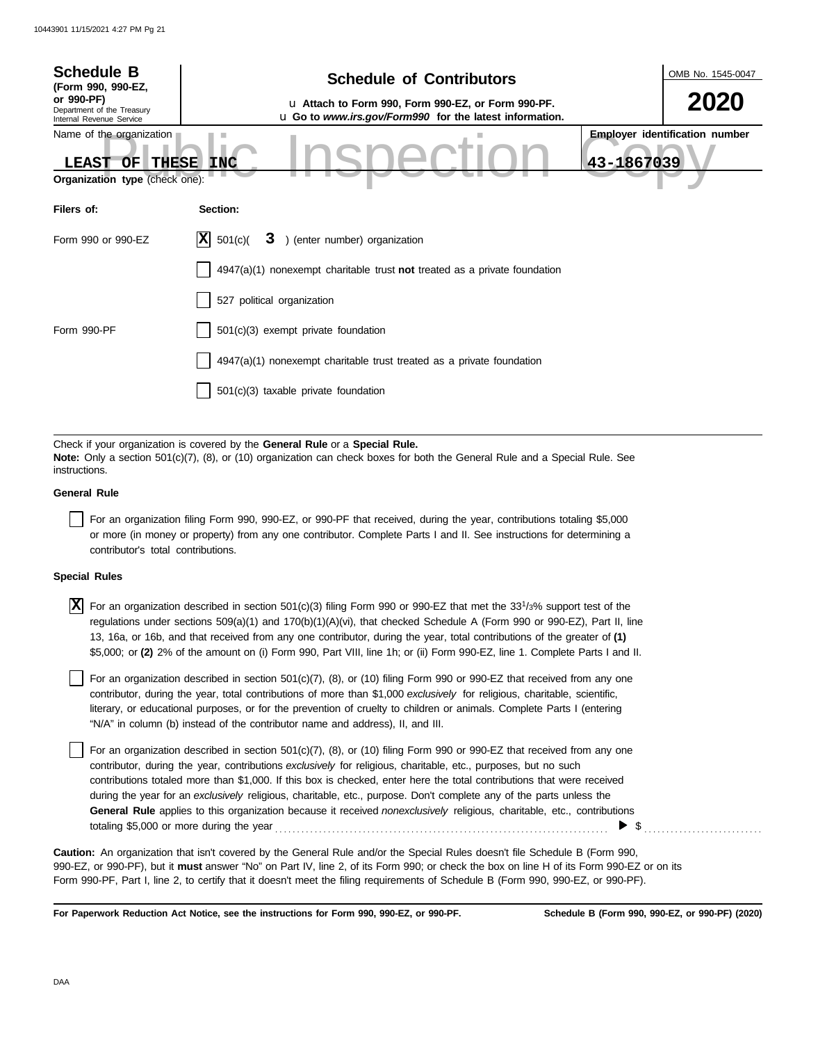**Schedule B**
**(Form 990, 990-EZ, or 990-PF)**
Department of the Treasury
Internal Revenue Service

# Schedule of Contributors

u **Attach to Form 990, Form 990-EZ, or Form 990-PF.**
u **Go to *www.irs.gov/Form990* for the latest information.**

OMB No. 1545-0047

**2020**

Name of the organization: **LEAST OF THESE INC**

**Employer identification number:** **43-1867039**

Public Inspection Copy

**Organization type** (check one):

| **Filers of:** | **Section:** |
|---|---|
| Form 990 or 990-EZ | [X] 501(c)( **3** ) (enter number) organization |
| | [ ] 4947(a)(1) nonexempt charitable trust **not** treated as a private foundation |
| | [ ] 527 political organization |
| Form 990-PF | [ ] 501(c)(3) exempt private foundation |
| | [ ] 4947(a)(1) nonexempt charitable trust treated as a private foundation |
| | [ ] 501(c)(3) taxable private foundation |

Check if your organization is covered by the **General Rule** or a **Special Rule.**
**Note:** Only a section 501(c)(7), (8), or (10) organization can check boxes for both the General Rule and a Special Rule. See instructions.

**General Rule**

[ ] For an organization filing Form 990, 990-EZ, or 990-PF that received, during the year, contributions totaling $5,000 or more (in money or property) from any one contributor. Complete Parts I and II. See instructions for determining a contributor's total contributions.

**Special Rules**

[X] For an organization described in section 501(c)(3) filing Form 990 or 990-EZ that met the 33 1/3% support test of the regulations under sections 509(a)(1) and 170(b)(1)(A)(vi), that checked Schedule A (Form 990 or 990-EZ), Part II, line 13, 16a, or 16b, and that received from any one contributor, during the year, total contributions of the greater of **(1)** $5,000; or **(2)** 2% of the amount on (i) Form 990, Part VIII, line 1h; or (ii) Form 990-EZ, line 1. Complete Parts I and II.

[ ] For an organization described in section 501(c)(7), (8), or (10) filing Form 990 or 990-EZ that received from any one contributor, during the year, total contributions of more than $1,000 *exclusively* for religious, charitable, scientific, literary, or educational purposes, or for the prevention of cruelty to children or animals. Complete Parts I (entering "N/A" in column (b) instead of the contributor name and address), II, and III.

[ ] For an organization described in section 501(c)(7), (8), or (10) filing Form 990 or 990-EZ that received from any one contributor, during the year, contributions *exclusively* for religious, charitable, etc., purposes, but no such contributions totaled more than $1,000. If this box is checked, enter here the total contributions that were received during the year for an *exclusively* religious, charitable, etc., purpose. Don't complete any of the parts unless the **General Rule** applies to this organization because it received *nonexclusively* religious, charitable, etc., contributions totaling $5,000 or more during the year ........ ▶ $ ..........

**Caution:** An organization that isn't covered by the General Rule and/or the Special Rules doesn't file Schedule B (Form 990, 990-EZ, or 990-PF), but it **must** answer "No" on Part IV, line 2, of its Form 990; or check the box on line H of its Form 990-EZ or on its Form 990-PF, Part I, line 2, to certify that it doesn't meet the filing requirements of Schedule B (Form 990, 990-EZ, or 990-PF).

**For Paperwork Reduction Act Notice, see the instructions for Form 990, 990-EZ, or 990-PF.** **Schedule B (Form 990, 990-EZ, or 990-PF) (2020)**

DAA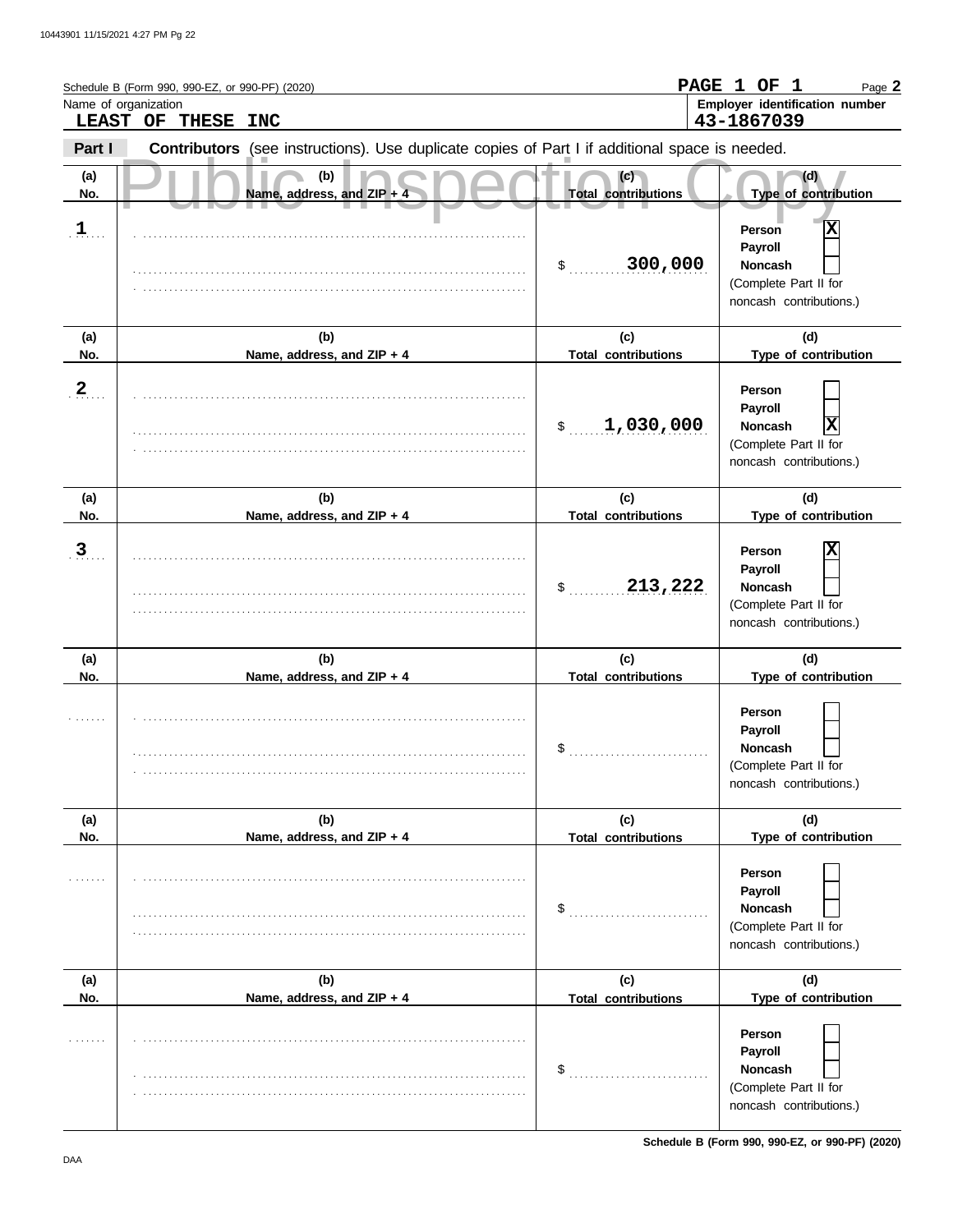Schedule B (Form 990, 990-EZ, or 990-PF) (2020)

**PAGE 1 OF 1** Page **2**

Name of organization: **LEAST OF THESE INC**

Employer identification number: **43-1867039**

**Part I** **Contributors** (see instructions). Use duplicate copies of Part I if additional space is needed.

Public Inspection Copy

| (a) No. | (b) Name, address, and ZIP + 4 | (c) Total contributions | (d) Type of contribution |
|---|---|---|---|
| 1 | | $ 300,000 | Person [X] Payroll [ ] Noncash [ ] (Complete Part II for noncash contributions.) |
| 2 | | $ 1,030,000 | Person [ ] Payroll [ ] Noncash [X] (Complete Part II for noncash contributions.) |
| 3 | | $ 213,222 | Person [X] Payroll [ ] Noncash [ ] (Complete Part II for noncash contributions.) |
| | | $ | Person [ ] Payroll [ ] Noncash [ ] (Complete Part II for noncash contributions.) |
| | | $ | Person [ ] Payroll [ ] Noncash [ ] (Complete Part II for noncash contributions.) |
| | | $ | Person [ ] Payroll [ ] Noncash [ ] (Complete Part II for noncash contributions.) |

Schedule B (Form 990, 990-EZ, or 990-PF) (2020)

DAA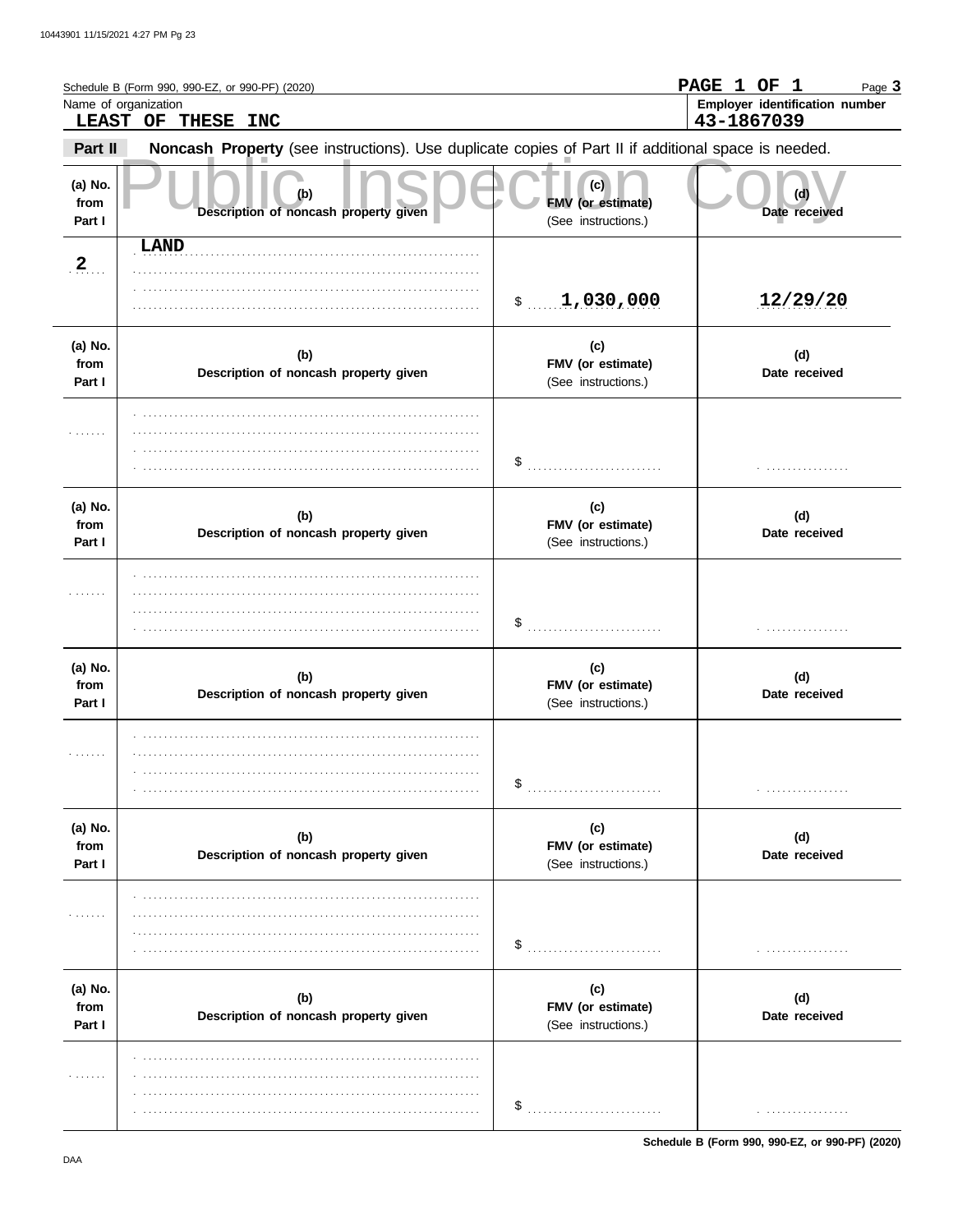Schedule B (Form 990, 990-EZ, or 990-PF) (2020)

**PAGE 1 OF 1**

Name of organization

**LEAST OF THESE INC**

Employer identification number

**43-1867039**

**Part II** **Noncash Property** (see instructions). Use duplicate copies of Part II if additional space is needed.

| (a) No. from Part I | (b) Description of noncash property given | (c) FMV (or estimate) (See instructions.) | (d) Date received |
|---|---|---|---|
| 2 | LAND | $ 1,030,000 | 12/29/20 |
| | | $ | |
| | | $ | |
| | | $ | |
| | | $ | |
| | | $ | |

Schedule B (Form 990, 990-EZ, or 990-PF) (2020)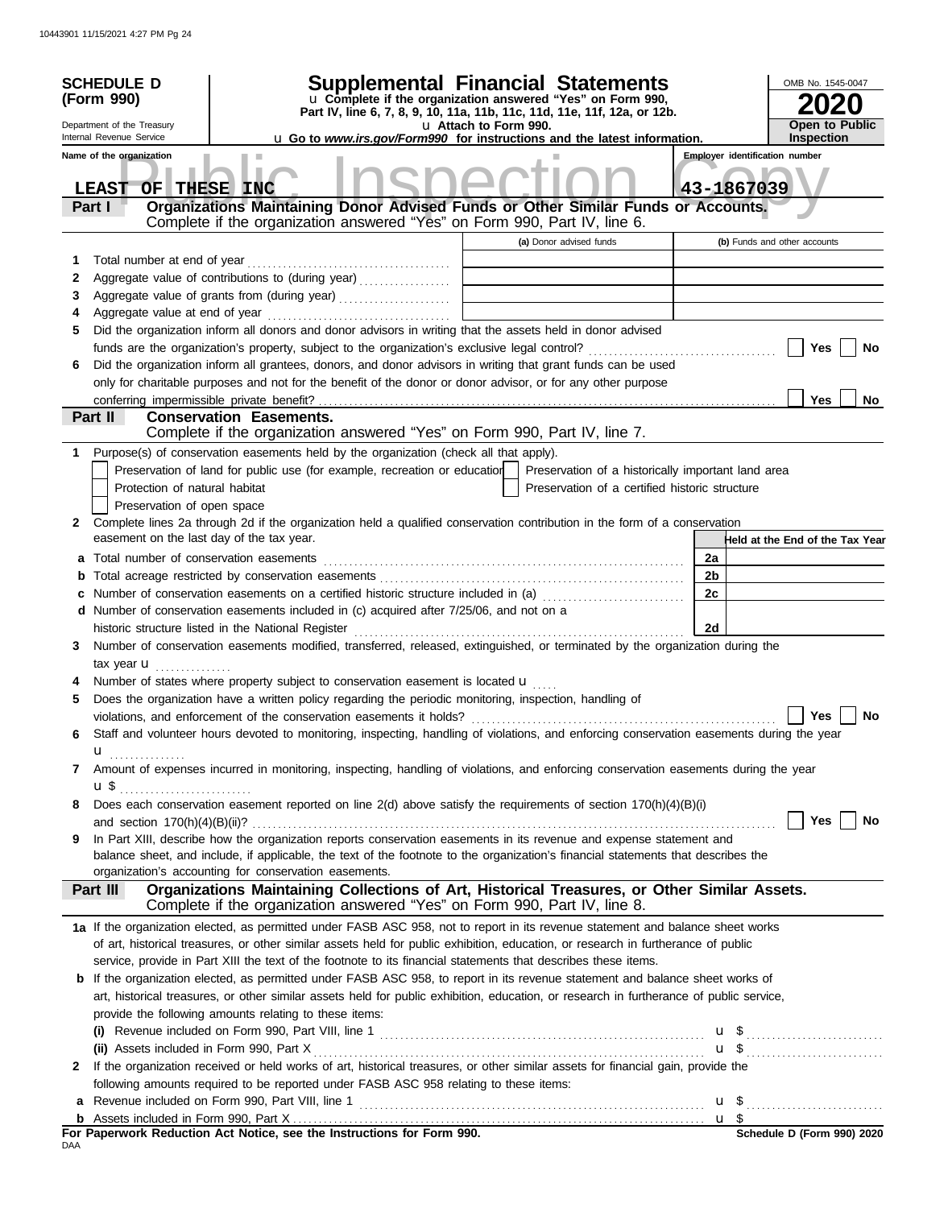**SCHEDULE D (Form 990)**

Department of the Treasury
Internal Revenue Service

# Supplemental Financial Statements

u Complete if the organization answered "Yes" on Form 990, Part IV, line 6, 7, 8, 9, 10, 11a, 11b, 11c, 11d, 11e, 11f, 12a, or 12b.
u Attach to Form 990.
u Go to *www.irs.gov/Form990* for instructions and the latest information.

OMB No. 1545-0047
**2020**
**Open to Public Inspection**

Name of the organization: LEAST OF THESE INC
Employer identification number: 43-1867039

## Part I — Organizations Maintaining Donor Advised Funds or Other Similar Funds or Accounts.
Complete if the organization answered "Yes" on Form 990, Part IV, line 6.

| | | (a) Donor advised funds | (b) Funds and other accounts |
|---|---|---|---|
| 1 | Total number at end of year | | |
| 2 | Aggregate value of contributions to (during year) | | |
| 3 | Aggregate value of grants from (during year) | | |
| 4 | Aggregate value at end of year | | |

5 Did the organization inform all donors and donor advisors in writing that the assets held in donor advised funds are the organization's property, subject to the organization's exclusive legal control? Yes No

6 Did the organization inform all grantees, donors, and donor advisors in writing that grant funds can be used only for charitable purposes and not for the benefit of the donor or donor advisor, or for any other purpose conferring impermissible private benefit? Yes No

## Part II — Conservation Easements.
Complete if the organization answered "Yes" on Form 990, Part IV, line 7.

1 Purpose(s) of conservation easements held by the organization (check all that apply).
- Preservation of land for public use (for example, recreation or education)
- Protection of natural habitat
- Preservation of open space
- Preservation of a historically important land area
- Preservation of a certified historic structure

2 Complete lines 2a through 2d if the organization held a qualified conservation contribution in the form of a conservation easement on the last day of the tax year.

| | | | Held at the End of the Tax Year |
|---|---|---|---|
| a | Total number of conservation easements | 2a | |
| b | Total acreage restricted by conservation easements | 2b | |
| c | Number of conservation easements on a certified historic structure included in (a) | 2c | |
| d | Number of conservation easements included in (c) acquired after 7/25/06, and not on a historic structure listed in the National Register | 2d | |

3 Number of conservation easements modified, transferred, released, extinguished, or terminated by the organization during the tax year u

4 Number of states where property subject to conservation easement is located u

5 Does the organization have a written policy regarding the periodic monitoring, inspection, handling of violations, and enforcement of the conservation easements it holds? Yes No

6 Staff and volunteer hours devoted to monitoring, inspecting, handling of violations, and enforcing conservation easements during the year u

7 Amount of expenses incurred in monitoring, inspecting, handling of violations, and enforcing conservation easements during the year u $

8 Does each conservation easement reported on line 2(d) above satisfy the requirements of section 170(h)(4)(B)(i) and section 170(h)(4)(B)(ii)? Yes No

9 In Part XIII, describe how the organization reports conservation easements in its revenue and expense statement and balance sheet, and include, if applicable, the text of the footnote to the organization's financial statements that describes the organization's accounting for conservation easements.

## Part III — Organizations Maintaining Collections of Art, Historical Treasures, or Other Similar Assets.
Complete if the organization answered "Yes" on Form 990, Part IV, line 8.

1a If the organization elected, as permitted under FASB ASC 958, not to report in its revenue statement and balance sheet works of art, historical treasures, or other similar assets held for public exhibition, education, or research in furtherance of public service, provide in Part XIII the text of the footnote to its financial statements that describes these items.

b If the organization elected, as permitted under FASB ASC 958, to report in its revenue statement and balance sheet works of art, historical treasures, or other similar assets held for public exhibition, education, or research in furtherance of public service, provide the following amounts relating to these items:

(i) Revenue included on Form 990, Part VIII, line 1 u $

(ii) Assets included in Form 990, Part X u $

2 If the organization received or held works of art, historical treasures, or other similar assets for financial gain, provide the following amounts required to be reported under FASB ASC 958 relating to these items:

a Revenue included on Form 990, Part VIII, line 1 u $

b Assets included in Form 990, Part X u $

For Paperwork Reduction Act Notice, see the Instructions for Form 990. — Schedule D (Form 990) 2020

DAA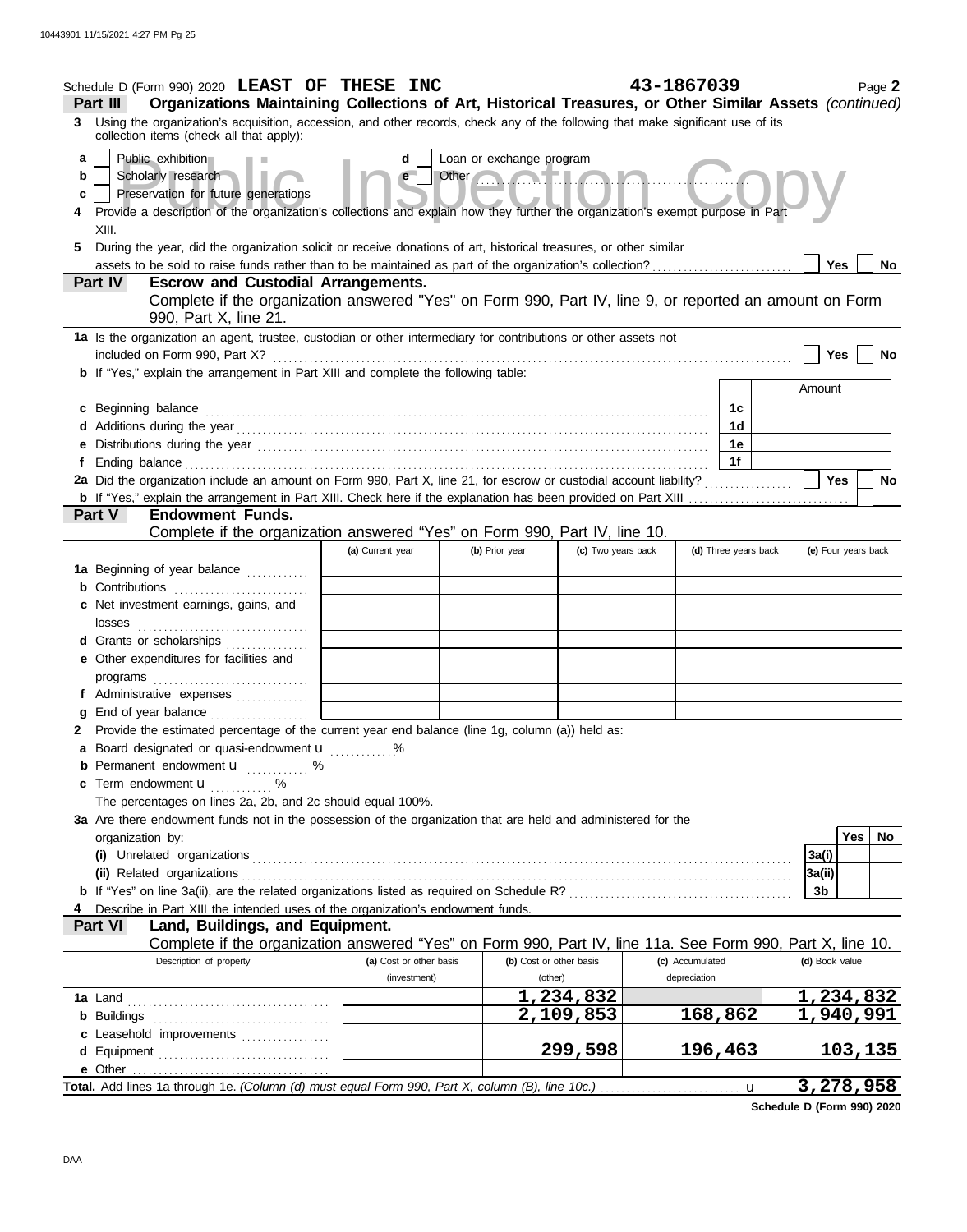Schedule D (Form 990) 2020 **LEAST OF THESE INC** **43-1867039** Page **2**

**Part III** **Organizations Maintaining Collections of Art, Historical Treasures, or Other Similar Assets** *(continued)*

**3** Using the organization's acquisition, accession, and other records, check any of the following that make significant use of its collection items (check all that apply):

- **a** ☐ Public exhibition
- **b** ☐ Scholarly research
- **c** ☐ Preservation for future generations
- **d** ☐ Loan or exchange program
- **e** ☐ Other ..........

**4** Provide a description of the organization's collections and explain how they further the organization's exempt purpose in Part XIII.

**5** During the year, did the organization solicit or receive donations of art, historical treasures, or other similar assets to be sold to raise funds rather than to be maintained as part of the organization's collection? ☐ Yes ☐ No

**Part IV** **Escrow and Custodial Arrangements.**
Complete if the organization answered "Yes" on Form 990, Part IV, line 9, or reported an amount on Form 990, Part X, line 21.

**1a** Is the organization an agent, trustee, custodian or other intermediary for contributions or other assets not included on Form 990, Part X? ☐ Yes ☐ No

**b** If "Yes," explain the arrangement in Part XIII and complete the following table:

| | | Amount |
|---|---|---|
| **c** Beginning balance | 1c | |
| **d** Additions during the year | 1d | |
| **e** Distributions during the year | 1e | |
| **f** Ending balance | 1f | |

**2a** Did the organization include an amount on Form 990, Part X, line 21, for escrow or custodial account liability? ☐ Yes ☐ No

**b** If "Yes," explain the arrangement in Part XIII. Check here if the explanation has been provided on Part XIII ☐

**Part V** **Endowment Funds.**
Complete if the organization answered "Yes" on Form 990, Part IV, line 10.

| | (a) Current year | (b) Prior year | (c) Two years back | (d) Three years back | (e) Four years back |
|---|---|---|---|---|---|
| **1a** Beginning of year balance | | | | | |
| **b** Contributions | | | | | |
| **c** Net investment earnings, gains, and losses | | | | | |
| **d** Grants or scholarships | | | | | |
| **e** Other expenditures for facilities and programs | | | | | |
| **f** Administrative expenses | | | | | |
| **g** End of year balance | | | | | |

**2** Provide the estimated percentage of the current year end balance (line 1g, column (a)) held as:

- **a** Board designated or quasi-endowment u ............ %
- **b** Permanent endowment u ............ %
- **c** Term endowment u ............ %

The percentages on lines 2a, 2b, and 2c should equal 100%.

**3a** Are there endowment funds not in the possession of the organization that are held and administered for the organization by:

| | | Yes | No |
|---|---|---|---|
| **(i)** Unrelated organizations | 3a(i) | | |
| **(ii)** Related organizations | 3a(ii) | | |
| **b** If "Yes" on line 3a(ii), are the related organizations listed as required on Schedule R? | 3b | | |

**4** Describe in Part XIII the intended uses of the organization's endowment funds.

**Part VI** **Land, Buildings, and Equipment.**
Complete if the organization answered "Yes" on Form 990, Part IV, line 11a. See Form 990, Part X, line 10.

| Description of property | (a) Cost or other basis (investment) | (b) Cost or other basis (other) | (c) Accumulated depreciation | (d) Book value |
|---|---|---|---|---|
| **1a** Land | | 1,234,832 | | 1,234,832 |
| **b** Buildings | | 2,109,853 | 168,862 | 1,940,991 |
| **c** Leasehold improvements | | | | |
| **d** Equipment | | 299,598 | 196,463 | 103,135 |
| **e** Other | | | | |
| **Total.** Add lines 1a through 1e. *(Column (d) must equal Form 990, Part X, column (B), line 10c.)* u | | | | 3,278,958 |

**Schedule D (Form 990) 2020**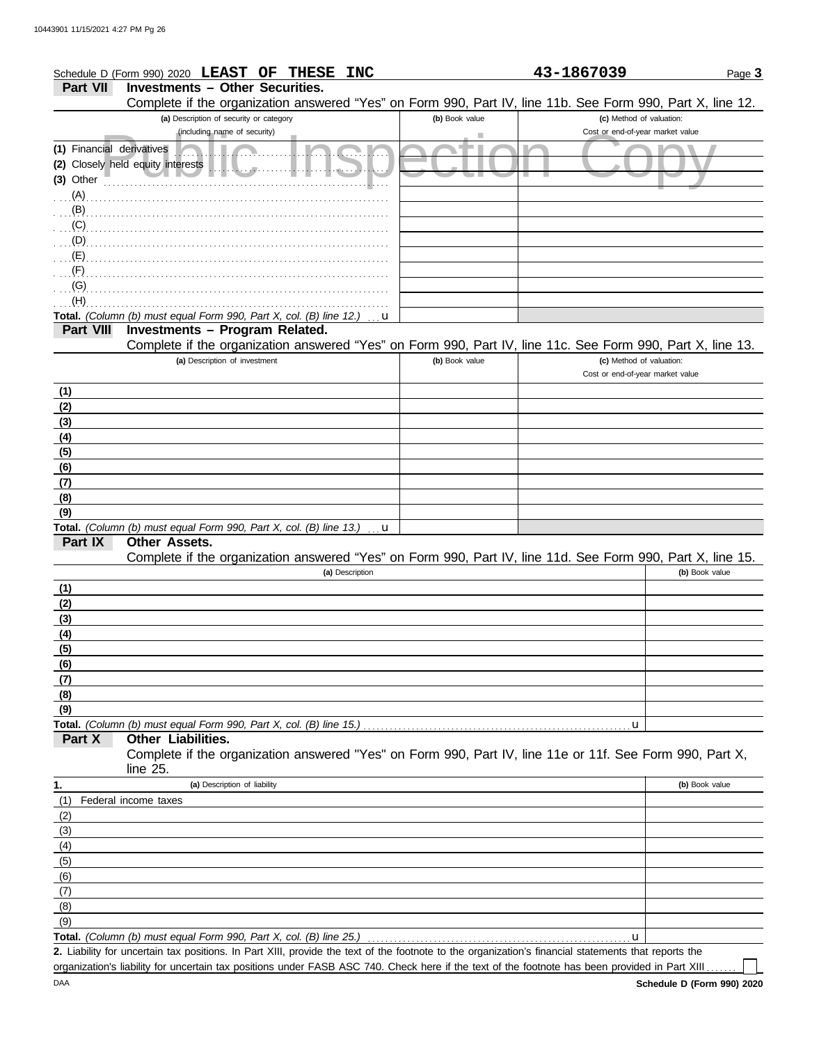Schedule D (Form 990) 2020 **LEAST OF THESE INC** **43-1867039** Page **3**

**Part VII Investments – Other Securities.**

Complete if the organization answered "Yes" on Form 990, Part IV, line 11b. See Form 990, Part X, line 12.

| (a) Description of security or category (including name of security) | (b) Book value | (c) Method of valuation: Cost or end-of-year market value |
|---|---|---|
| (1) Financial derivatives | | |
| (2) Closely held equity interests | | |
| (3) Other | | |
| (A) | | |
| (B) | | |
| (C) | | |
| (D) | | |
| (E) | | |
| (F) | | |
| (G) | | |
| (H) | | |
| **Total.** *(Column (b) must equal Form 990, Part X, col. (B) line 12.)* u | | |

Public Inspection Copy

**Part VIII Investments – Program Related.**

Complete if the organization answered "Yes" on Form 990, Part IV, line 11c. See Form 990, Part X, line 13.

| (a) Description of investment | (b) Book value | (c) Method of valuation: Cost or end-of-year market value |
|---|---|---|
| (1) | | |
| (2) | | |
| (3) | | |
| (4) | | |
| (5) | | |
| (6) | | |
| (7) | | |
| (8) | | |
| (9) | | |
| **Total.** *(Column (b) must equal Form 990, Part X, col. (B) line 13.)* u | | |

**Part IX Other Assets.**

Complete if the organization answered "Yes" on Form 990, Part IV, line 11d. See Form 990, Part X, line 15.

| (a) Description | (b) Book value |
|---|---|
| (1) | |
| (2) | |
| (3) | |
| (4) | |
| (5) | |
| (6) | |
| (7) | |
| (8) | |
| (9) | |
| **Total.** *(Column (b) must equal Form 990, Part X, col. (B) line 15.)* u | |

**Part X Other Liabilities.**

Complete if the organization answered "Yes" on Form 990, Part IV, line 11e or 11f. See Form 990, Part X, line 25.

| 1. (a) Description of liability | (b) Book value |
|---|---|
| (1) Federal income taxes | |
| (2) | |
| (3) | |
| (4) | |
| (5) | |
| (6) | |
| (7) | |
| (8) | |
| (9) | |
| **Total.** *(Column (b) must equal Form 990, Part X, col. (B) line 25.)* u | |

**2.** Liability for uncertain tax positions. In Part XIII, provide the text of the footnote to the organization's financial statements that reports the organization's liability for uncertain tax positions under FASB ASC 740. Check here if the text of the footnote has been provided in Part XIII ☐

DAA **Schedule D (Form 990) 2020**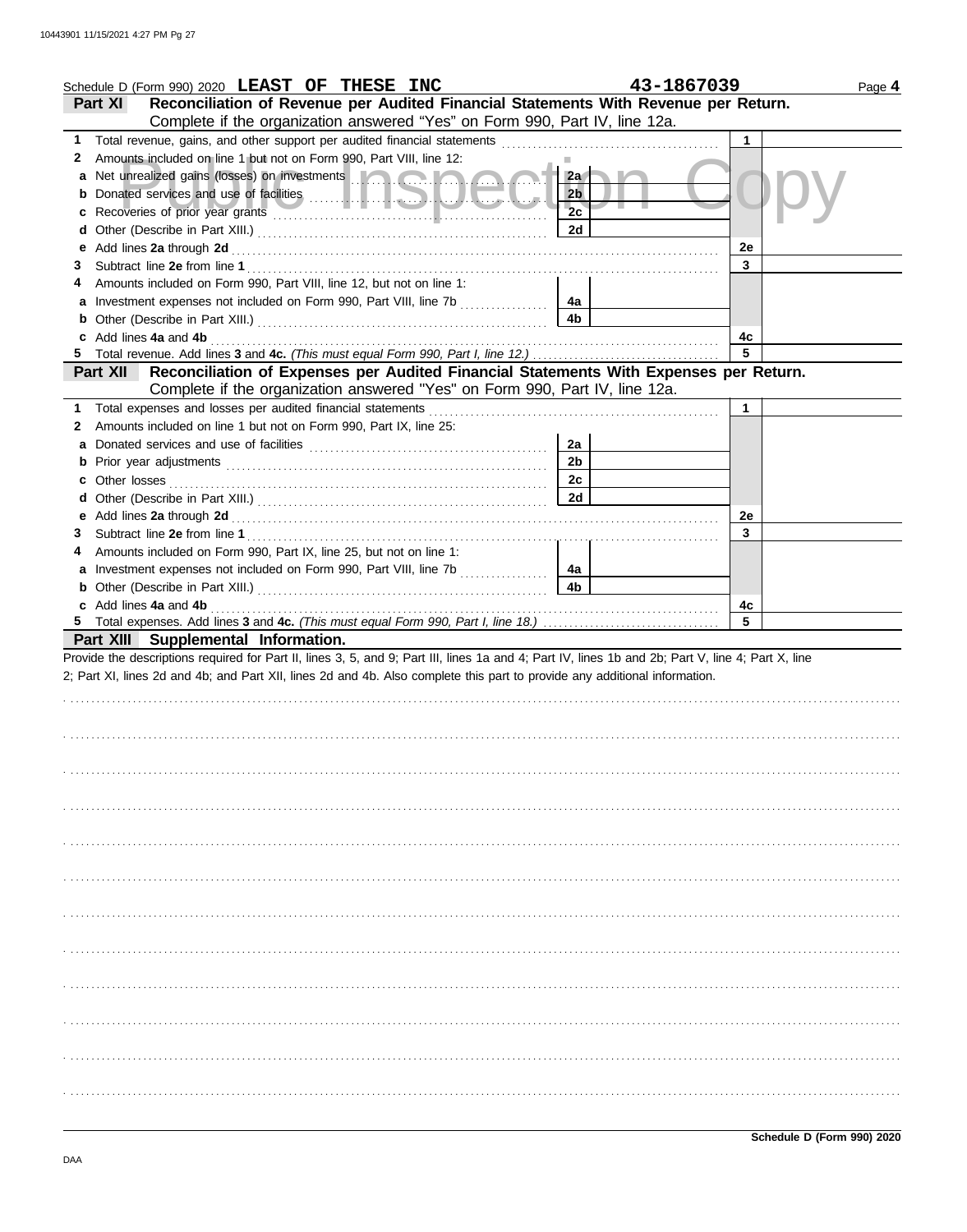Schedule D (Form 990) 2020 **LEAST OF THESE INC** **43-1867039** Page **4**

## Part XI Reconciliation of Revenue per Audited Financial Statements With Revenue per Return.

Complete if the organization answered "Yes" on Form 990, Part IV, line 12a.

| | | | | | |
|---|---|---|---|---|---|
| **1** | Total revenue, gains, and other support per audited financial statements | | | 1 | |
| **2** | Amounts included on line 1 but not on Form 990, Part VIII, line 12: | | | | |
| **a** | Net unrealized gains (losses) on investments | 2a | | | |
| **b** | Donated services and use of facilities | 2b | | | |
| **c** | Recoveries of prior year grants | 2c | | | |
| **d** | Other (Describe in Part XIII.) | 2d | | | |
| **e** | Add lines **2a** through **2d** | | | 2e | |
| **3** | Subtract line **2e** from line **1** | | | 3 | |
| **4** | Amounts included on Form 990, Part VIII, line 12, but not on line 1: | | | | |
| **a** | Investment expenses not included on Form 990, Part VIII, line 7b | 4a | | | |
| **b** | Other (Describe in Part XIII.) | 4b | | | |
| **c** | Add lines **4a** and **4b** | | | 4c | |
| **5** | Total revenue. Add lines **3** and **4c.** *(This must equal Form 990, Part I, line 12.)* | | | 5 | |

## Part XII Reconciliation of Expenses per Audited Financial Statements With Expenses per Return.

Complete if the organization answered "Yes" on Form 990, Part IV, line 12a.

| | | | | | |
|---|---|---|---|---|---|
| **1** | Total expenses and losses per audited financial statements | | | 1 | |
| **2** | Amounts included on line 1 but not on Form 990, Part IX, line 25: | | | | |
| **a** | Donated services and use of facilities | 2a | | | |
| **b** | Prior year adjustments | 2b | | | |
| **c** | Other losses | 2c | | | |
| **d** | Other (Describe in Part XIII.) | 2d | | | |
| **e** | Add lines **2a** through **2d** | | | 2e | |
| **3** | Subtract line **2e** from line **1** | | | 3 | |
| **4** | Amounts included on Form 990, Part IX, line 25, but not on line 1: | | | | |
| **a** | Investment expenses not included on Form 990, Part VIII, line 7b | 4a | | | |
| **b** | Other (Describe in Part XIII.) | 4b | | | |
| **c** | Add lines **4a** and **4b** | | | 4c | |
| **5** | Total expenses. Add lines **3** and **4c.** *(This must equal Form 990, Part I, line 18.)* | | | 5 | |

## Part XIII Supplemental Information.

Provide the descriptions required for Part II, lines 3, 5, and 9; Part III, lines 1a and 4; Part IV, lines 1b and 2b; Part V, line 4; Part X, line 2; Part XI, lines 2d and 4b; and Part XII, lines 2d and 4b. Also complete this part to provide any additional information.

**Schedule D (Form 990) 2020**

DAA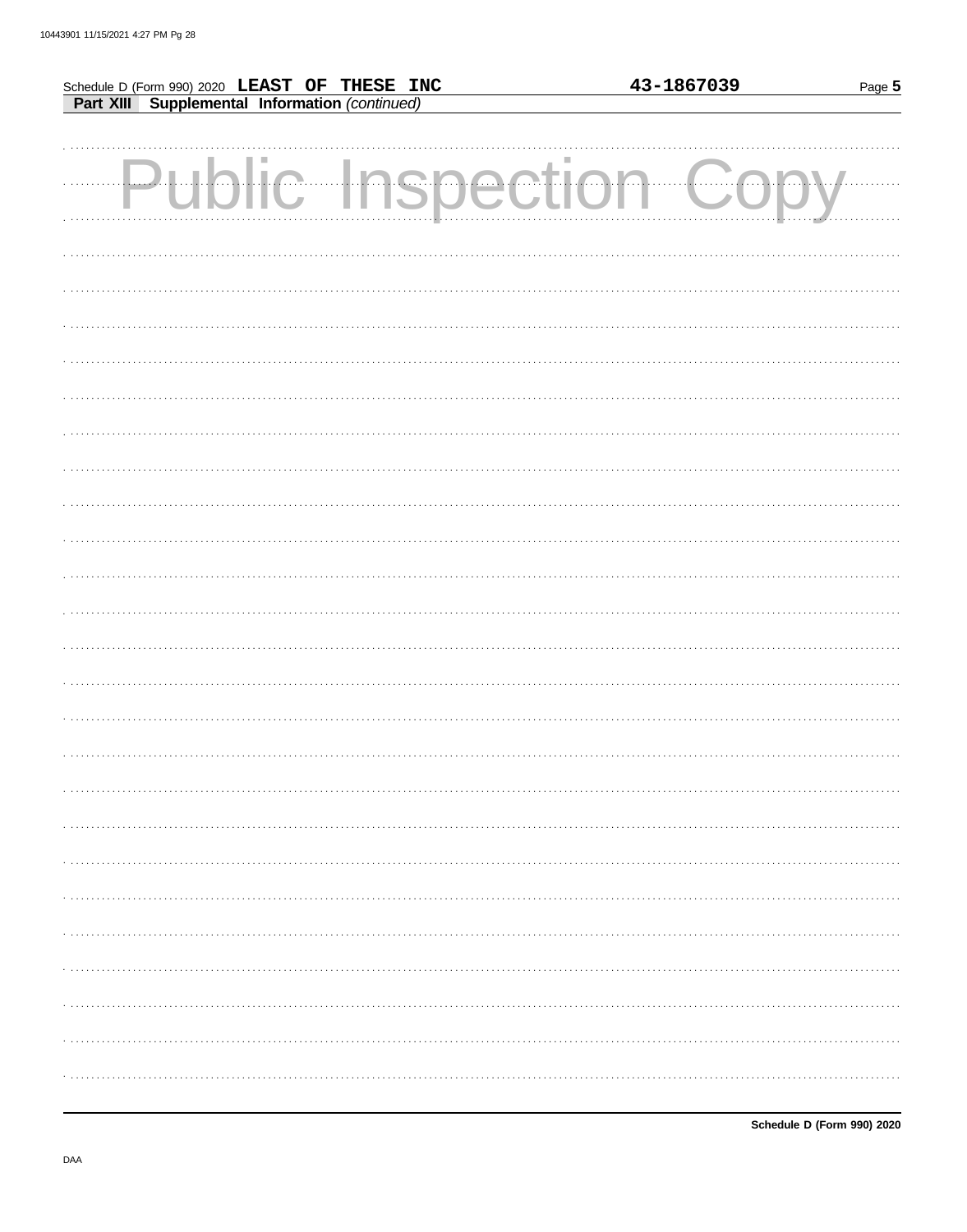Schedule D (Form 990) 2020 **LEAST OF THESE INC** **43-1867039** Page **5**

**Part XIII** **Supplemental Information** *(continued)*

Public Inspection Copy

**Schedule D (Form 990) 2020**

DAA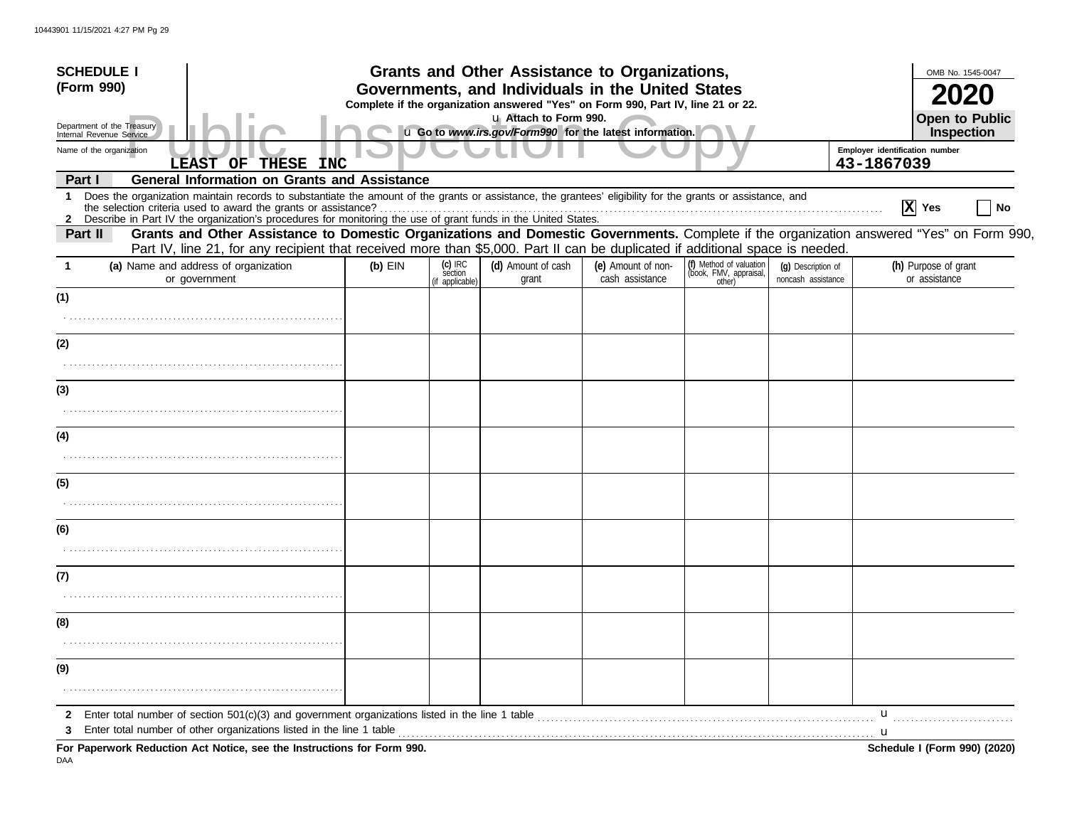**SCHEDULE I**
**(Form 990)**

Department of the Treasury
Internal Revenue Service

# Grants and Other Assistance to Organizations, Governments, and Individuals in the United States

**Complete if the organization answered "Yes" on Form 990, Part IV, line 21 or 22.**
u Attach to Form 990.
u **Go to *www.irs.gov/Form990* for the latest information.**

OMB No. 1545-0047
**2020**
**Open to Public Inspection**

Public Inspection Copy

Name of the organization: **LEAST OF THESE INC**
Employer identification number: **43-1867039**

**Part I — General Information on Grants and Assistance**

1 Does the organization maintain records to substantiate the amount of the grants or assistance, the grantees' eligibility for the grants or assistance, and the selection criteria used to award the grants or assistance? .......... [X] Yes [ ] No

2 Describe in Part IV the organization's procedures for monitoring the use of grant funds in the United States.

**Part II — Grants and Other Assistance to Domestic Organizations and Domestic Governments.** Complete if the organization answered "Yes" on Form 990, Part IV, line 21, for any recipient that received more than $5,000. Part II can be duplicated if additional space is needed.

| 1 (a) Name and address of organization or government | (b) EIN | (c) IRC section (if applicable) | (d) Amount of cash grant | (e) Amount of non-cash assistance | (f) Method of valuation (book, FMV, appraisal, other) | (g) Description of noncash assistance | (h) Purpose of grant or assistance |
|---|---|---|---|---|---|---|---|
| (1) | | | | | | | |
| (2) | | | | | | | |
| (3) | | | | | | | |
| (4) | | | | | | | |
| (5) | | | | | | | |
| (6) | | | | | | | |
| (7) | | | | | | | |
| (8) | | | | | | | |
| (9) | | | | | | | |

2 Enter total number of section 501(c)(3) and government organizations listed in the line 1 table .......... u

3 Enter total number of other organizations listed in the line 1 table .......... u

**For Paperwork Reduction Act Notice, see the Instructions for Form 990.** **Schedule I (Form 990) (2020)**

DAA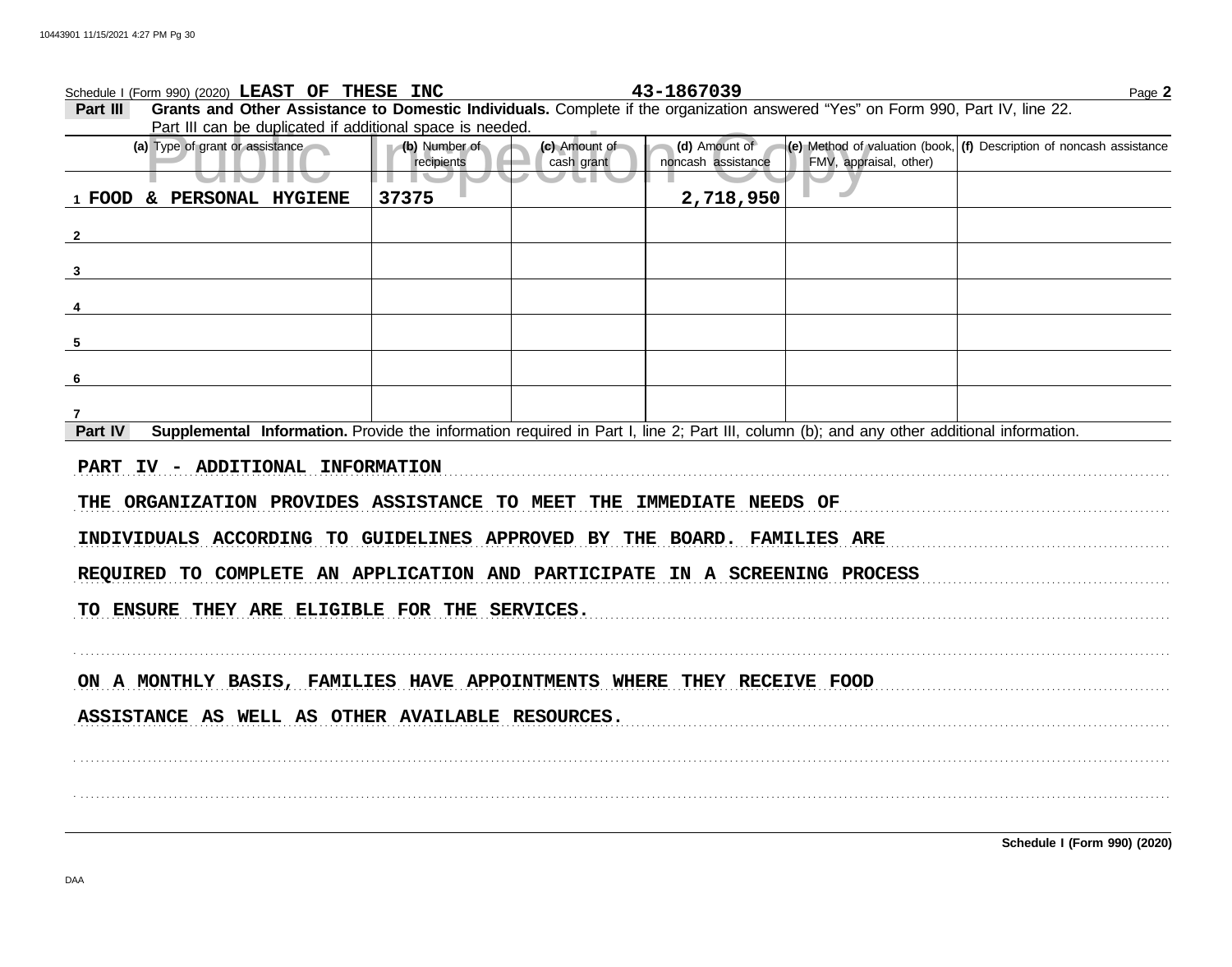Schedule I (Form 990) (2020) **LEAST OF THESE INC** **43-1867039** Page **2**

**Part III** **Grants and Other Assistance to Domestic Individuals.** Complete if the organization answered "Yes" on Form 990, Part IV, line 22. Part III can be duplicated if additional space is needed.

| (a) Type of grant or assistance | (b) Number of recipients | (c) Amount of cash grant | (d) Amount of noncash assistance | (e) Method of valuation (book, FMV, appraisal, other) | (f) Description of noncash assistance |
|---|---|---|---|---|---|
| 1 FOOD & PERSONAL HYGIENE | 37375 | | 2,718,950 | | |
| 2 | | | | | |
| 3 | | | | | |
| 4 | | | | | |
| 5 | | | | | |
| 6 | | | | | |
| 7 | | | | | |

**Part IV** **Supplemental Information.** Provide the information required in Part I, line 2; Part III, column (b); and any other additional information.

PART IV - ADDITIONAL INFORMATION

THE ORGANIZATION PROVIDES ASSISTANCE TO MEET THE IMMEDIATE NEEDS OF INDIVIDUALS ACCORDING TO GUIDELINES APPROVED BY THE BOARD. FAMILIES ARE REQUIRED TO COMPLETE AN APPLICATION AND PARTICIPATE IN A SCREENING PROCESS TO ENSURE THEY ARE ELIGIBLE FOR THE SERVICES.

ON A MONTHLY BASIS, FAMILIES HAVE APPOINTMENTS WHERE THEY RECEIVE FOOD ASSISTANCE AS WELL AS OTHER AVAILABLE RESOURCES.

**Schedule I (Form 990) (2020)**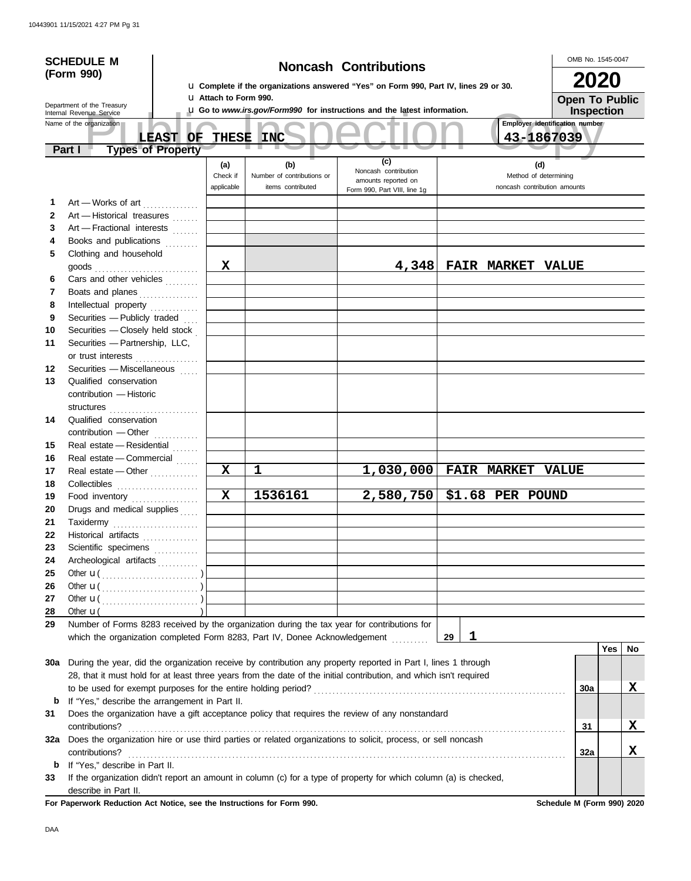**SCHEDULE M (Form 990)**

Department of the Treasury
Internal Revenue Service

# Noncash Contributions

u Complete if the organizations answered "Yes" on Form 990, Part IV, lines 29 or 30.
u Attach to Form 990.
u Go to *www.irs.gov/Form990* for instructions and the latest information.

OMB No. 1545-0047

**2020**

**Open To Public Inspection**

Name of the organization: **LEAST OF THESE INC**

Employer identification number: **43-1867039**

**Part I — Types of Property**

| | | (a) Check if applicable | (b) Number of contributions or items contributed | (c) Noncash contribution amounts reported on Form 990, Part VIII, line 1g | (d) Method of determining noncash contribution amounts |
|---|---|---|---|---|---|
| 1 | Art — Works of art | | | | |
| 2 | Art — Historical treasures | | | | |
| 3 | Art — Fractional interests | | | | |
| 4 | Books and publications | | | | |
| 5 | Clothing and household goods | X | | 4,348 | FAIR MARKET VALUE |
| 6 | Cars and other vehicles | | | | |
| 7 | Boats and planes | | | | |
| 8 | Intellectual property | | | | |
| 9 | Securities — Publicly traded | | | | |
| 10 | Securities — Closely held stock | | | | |
| 11 | Securities — Partnership, LLC, or trust interests | | | | |
| 12 | Securities — Miscellaneous | | | | |
| 13 | Qualified conservation contribution — Historic structures | | | | |
| 14 | Qualified conservation contribution — Other | | | | |
| 15 | Real estate — Residential | | | | |
| 16 | Real estate — Commercial | | | | |
| 17 | Real estate — Other | X | 1 | 1,030,000 | FAIR MARKET VALUE |
| 18 | Collectibles | | | | |
| 19 | Food inventory | X | 1536161 | 2,580,750 | $1.68 PER POUND |
| 20 | Drugs and medical supplies | | | | |
| 21 | Taxidermy | | | | |
| 22 | Historical artifacts | | | | |
| 23 | Scientific specimens | | | | |
| 24 | Archeological artifacts | | | | |
| 25 | Other u ( ) | | | | |
| 26 | Other u ( ) | | | | |
| 27 | Other u ( ) | | | | |
| 28 | Other u ( ) | | | | |

**29** Number of Forms 8283 received by the organization during the tax year for contributions for which the organization completed Form 8283, Part IV, Donee Acknowledgement ..... **29** | **1**

| | | | Yes | No |
|---|---|---|---|---|
| **30a** | During the year, did the organization receive by contribution any property reported in Part I, lines 1 through 28, that it must hold for at least three years from the date of the initial contribution, and which isn't required to be used for exempt purposes for the entire holding period? | 30a | | X |
| **b** | If "Yes," describe the arrangement in Part II. | | | |
| **31** | Does the organization have a gift acceptance policy that requires the review of any nonstandard contributions? | 31 | | X |
| **32a** | Does the organization hire or use third parties or related organizations to solicit, process, or sell noncash contributions? | 32a | | X |
| **b** | If "Yes," describe in Part II. | | | |
| **33** | If the organization didn't report an amount in column (c) for a type of property for which column (a) is checked, describe in Part II. | | | |

**For Paperwork Reduction Act Notice, see the Instructions for Form 990.** **Schedule M (Form 990) 2020**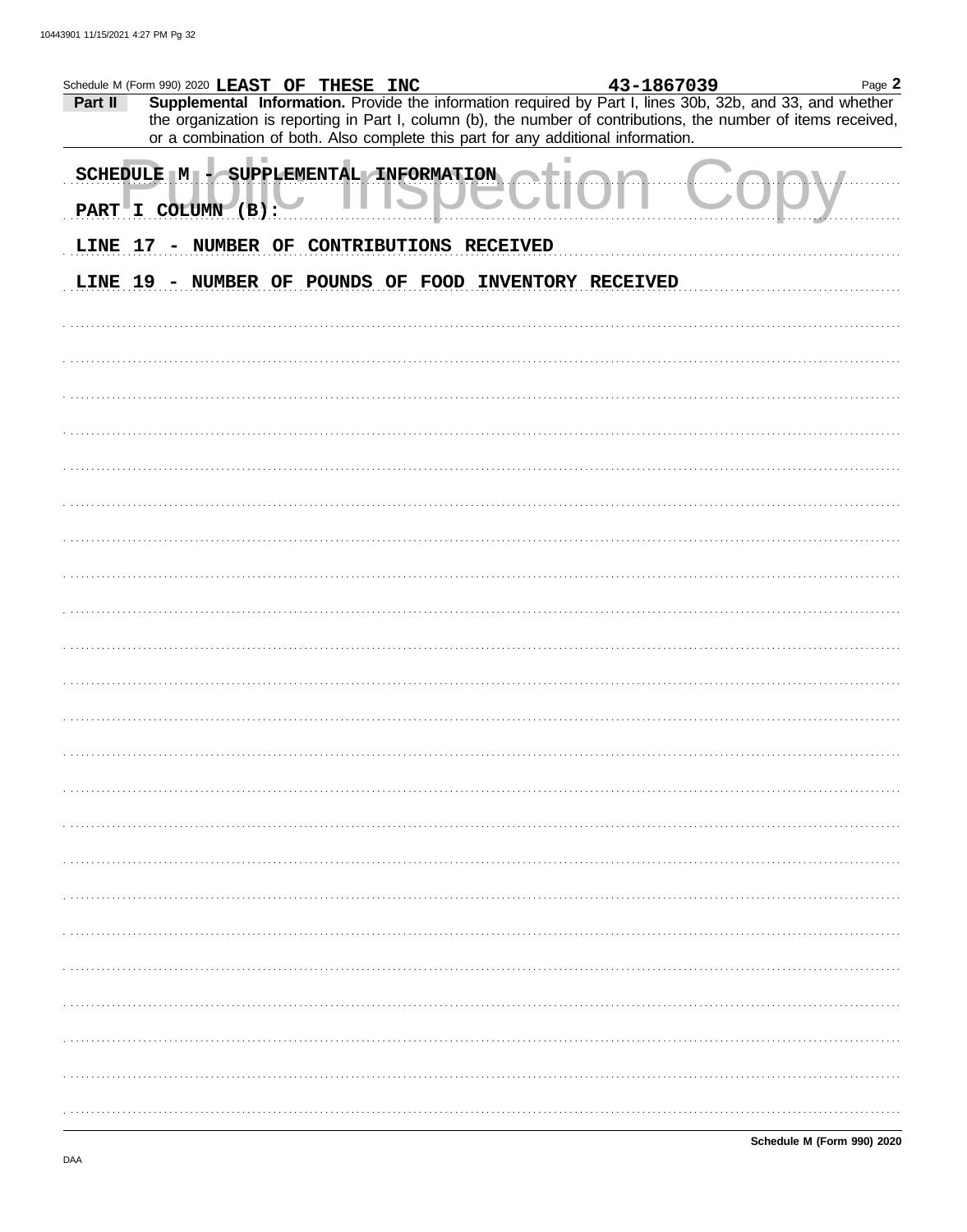Schedule M (Form 990) 2020 **LEAST OF THESE INC** **43-1867039** Page **2**

**Part II** **Supplemental Information.** Provide the information required by Part I, lines 30b, 32b, and 33, and whether the organization is reporting in Part I, column (b), the number of contributions, the number of items received, or a combination of both. Also complete this part for any additional information.

SCHEDULE M - SUPPLEMENTAL INFORMATION

PART I COLUMN (B):

LINE 17 - NUMBER OF CONTRIBUTIONS RECEIVED

LINE 19 - NUMBER OF POUNDS OF FOOD INVENTORY RECEIVED

**Schedule M (Form 990) 2020**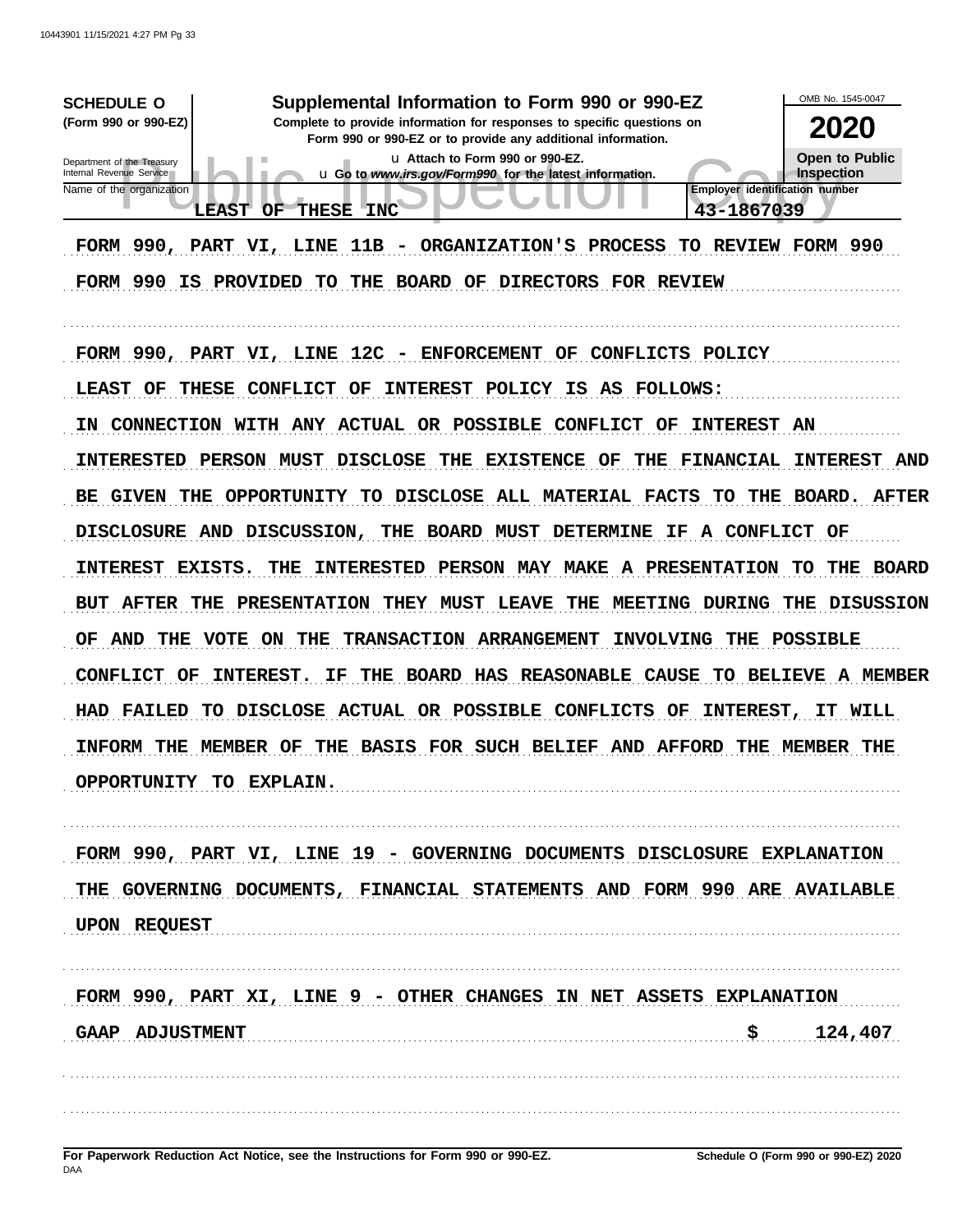**SCHEDULE O** (Form 990 or 990-EZ)

Department of the Treasury
Internal Revenue Service

# Supplemental Information to Form 990 or 990-EZ

**Complete to provide information for responses to specific questions on Form 990 or 990-EZ or to provide any additional information.**

u Attach to Form 990 or 990-EZ.

u Go to *www.irs.gov/Form990* for the latest information.

OMB No. 1545-0047

**2020**

**Open to Public Inspection**

Name of the organization: LEAST OF THESE INC

Employer identification number: 43-1867039

FORM 990, PART VI, LINE 11B - ORGANIZATION'S PROCESS TO REVIEW FORM 990

FORM 990 IS PROVIDED TO THE BOARD OF DIRECTORS FOR REVIEW

FORM 990, PART VI, LINE 12C - ENFORCEMENT OF CONFLICTS POLICY

LEAST OF THESE CONFLICT OF INTEREST POLICY IS AS FOLLOWS:

IN CONNECTION WITH ANY ACTUAL OR POSSIBLE CONFLICT OF INTEREST AN INTERESTED PERSON MUST DISCLOSE THE EXISTENCE OF THE FINANCIAL INTEREST AND BE GIVEN THE OPPORTUNITY TO DISCLOSE ALL MATERIAL FACTS TO THE BOARD. AFTER DISCLOSURE AND DISCUSSION, THE BOARD MUST DETERMINE IF A CONFLICT OF INTEREST EXISTS. THE INTERESTED PERSON MAY MAKE A PRESENTATION TO THE BOARD BUT AFTER THE PRESENTATION THEY MUST LEAVE THE MEETING DURING THE DISUSSION OF AND THE VOTE ON THE TRANSACTION ARRANGEMENT INVOLVING THE POSSIBLE CONFLICT OF INTEREST. IF THE BOARD HAS REASONABLE CAUSE TO BELIEVE A MEMBER HAD FAILED TO DISCLOSE ACTUAL OR POSSIBLE CONFLICTS OF INTEREST, IT WILL INFORM THE MEMBER OF THE BASIS FOR SUCH BELIEF AND AFFORD THE MEMBER THE OPPORTUNITY TO EXPLAIN.

FORM 990, PART VI, LINE 19 - GOVERNING DOCUMENTS DISCLOSURE EXPLANATION

THE GOVERNING DOCUMENTS, FINANCIAL STATEMENTS AND FORM 990 ARE AVAILABLE UPON REQUEST

FORM 990, PART XI, LINE 9 - OTHER CHANGES IN NET ASSETS EXPLANATION

GAAP ADJUSTMENT $ 124,407

**For Paperwork Reduction Act Notice, see the Instructions for Form 990 or 990-EZ.**

DAA

**Schedule O (Form 990 or 990-EZ) 2020**